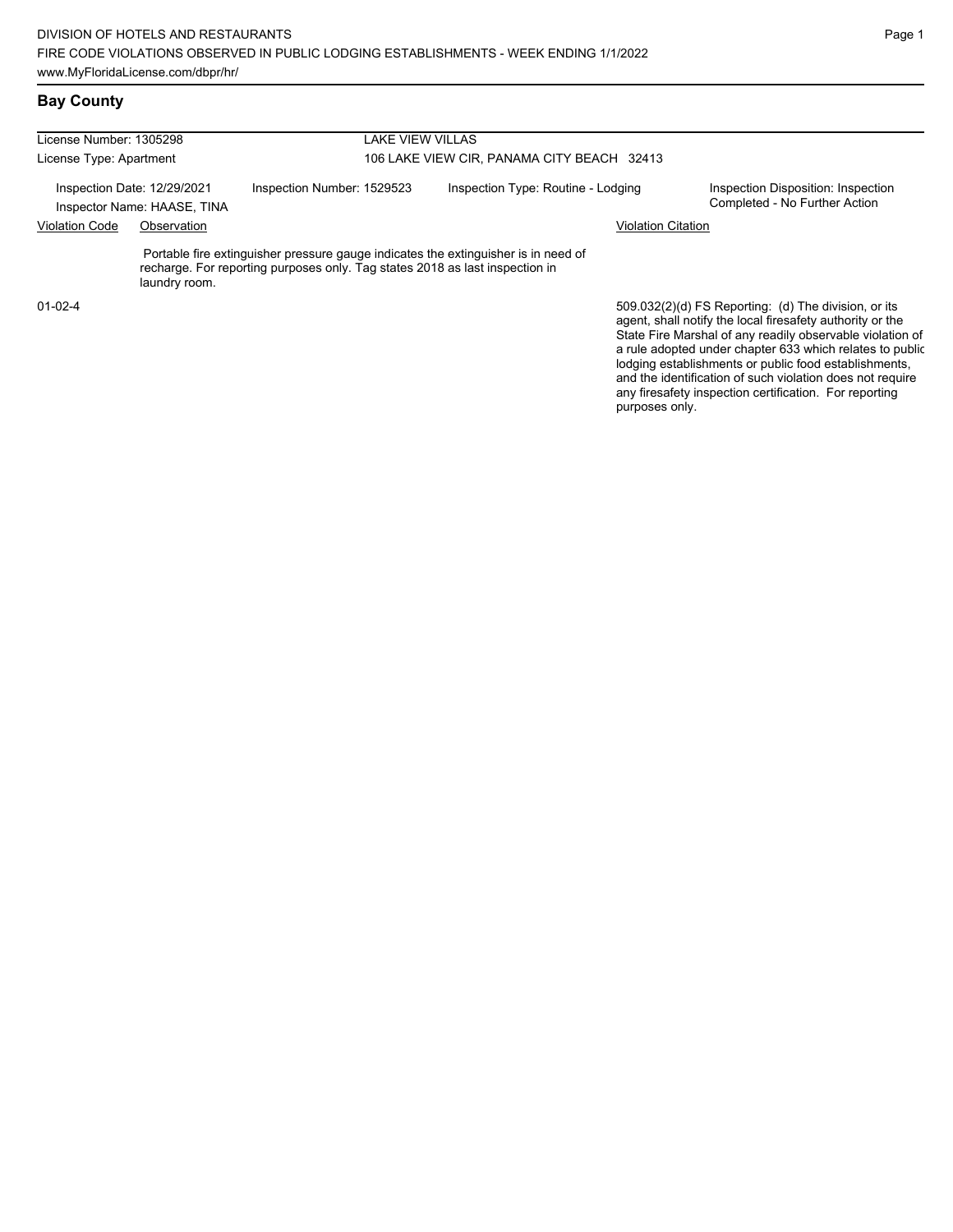DIVISION OF HOTELS AND RESTAURANTS
FIRE CODE VIOLATIONS OBSERVED IN PUBLIC LODGING ESTABLISHMENTS - WEEK ENDING 1/1/2022
www.MyFloridaLicense.com/dbpr/hr/

## Bay County

License Number: 1305298 — LAKE VIEW VILLAS

License Type: Apartment — 106 LAKE VIEW CIR, PANAMA CITY BEACH 32413

Inspection Date: 12/29/2021

Inspector Name: HAASE, TINA

Inspection Number: 1529523

Inspection Type: Routine - Lodging

Inspection Disposition: Inspection Completed - No Further Action

| Violation Code | Observation | Violation Citation |
|---|---|---|
| 01-02-4 | Portable fire extinguisher pressure gauge indicates the extinguisher is in need of recharge. For reporting purposes only. Tag states 2018 as last inspection in laundry room. | 509.032(2)(d) FS Reporting: (d) The division, or its agent, shall notify the local firesafety authority or the State Fire Marshal of any readily observable violation of a rule adopted under chapter 633 which relates to public lodging establishments or public food establishments, and the identification of such violation does not require any firesafety inspection certification. For reporting purposes only. |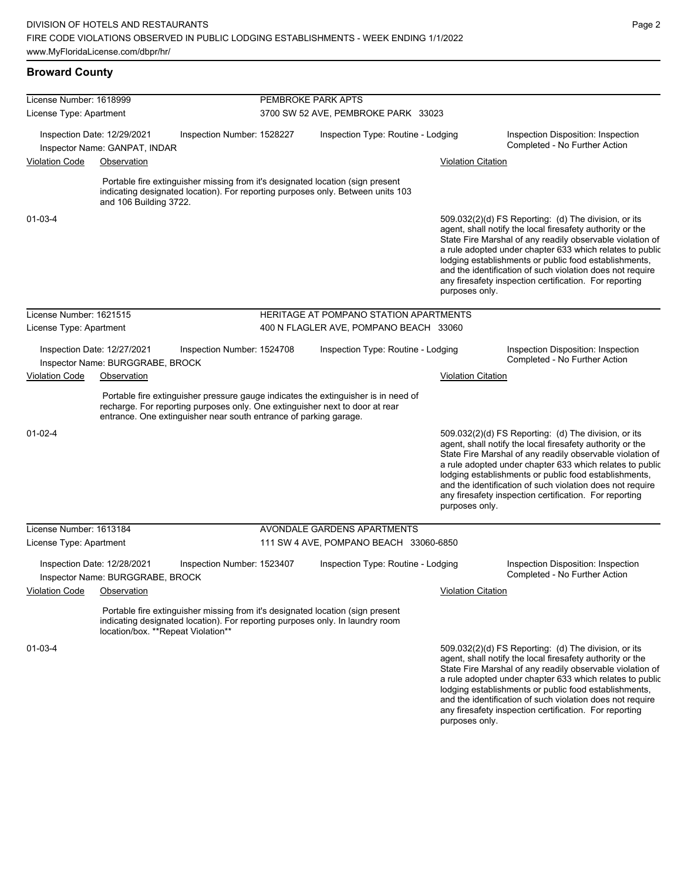## Broward County

**License Number:** 1618999 — **PEMBROKE PARK APTS**
**License Type:** Apartment — 3700 SW 52 AVE, PEMBROKE PARK 33023

Inspection Date: 12/29/2021 | Inspection Number: 1528227 | Inspection Type: Routine - Lodging | Inspection Disposition: Inspection Completed - No Further Action
Inspector Name: GANPAT, INDAR

| Violation Code | Observation | Violation Citation |
|---|---|---|
| 01-03-4 | Portable fire extinguisher missing from it's designated location (sign present indicating designated location). For reporting purposes only. Between units 103 and 106 Building 3722. | 509.032(2)(d) FS Reporting: (d) The division, or its agent, shall notify the local firesafety authority or the State Fire Marshal of any readily observable violation of a rule adopted under chapter 633 which relates to public lodging establishments or public food establishments, and the identification of such violation does not require any firesafety inspection certification. For reporting purposes only. |

**License Number:** 1621515 — **HERITAGE AT POMPANO STATION APARTMENTS**
**License Type:** Apartment — 400 N FLAGLER AVE, POMPANO BEACH 33060

Inspection Date: 12/27/2021 | Inspection Number: 1524708 | Inspection Type: Routine - Lodging | Inspection Disposition: Inspection Completed - No Further Action
Inspector Name: BURGGRABE, BROCK

| Violation Code | Observation | Violation Citation |
|---|---|---|
| 01-02-4 | Portable fire extinguisher pressure gauge indicates the extinguisher is in need of recharge. For reporting purposes only. One extinguisher next to door at rear entrance. One extinguisher near south entrance of parking garage. | 509.032(2)(d) FS Reporting: (d) The division, or its agent, shall notify the local firesafety authority or the State Fire Marshal of any readily observable violation of a rule adopted under chapter 633 which relates to public lodging establishments or public food establishments, and the identification of such violation does not require any firesafety inspection certification. For reporting purposes only. |

**License Number:** 1613184 — **AVONDALE GARDENS APARTMENTS**
**License Type:** Apartment — 111 SW 4 AVE, POMPANO BEACH 33060-6850

Inspection Date: 12/28/2021 | Inspection Number: 1523407 | Inspection Type: Routine - Lodging | Inspection Disposition: Inspection Completed - No Further Action
Inspector Name: BURGGRABE, BROCK

| Violation Code | Observation | Violation Citation |
|---|---|---|
| 01-03-4 | Portable fire extinguisher missing from it's designated location (sign present indicating designated location). For reporting purposes only. In laundry room location/box. **Repeat Violation** | 509.032(2)(d) FS Reporting: (d) The division, or its agent, shall notify the local firesafety authority or the State Fire Marshal of any readily observable violation of a rule adopted under chapter 633 which relates to public lodging establishments or public food establishments, and the identification of such violation does not require any firesafety inspection certification. For reporting purposes only. |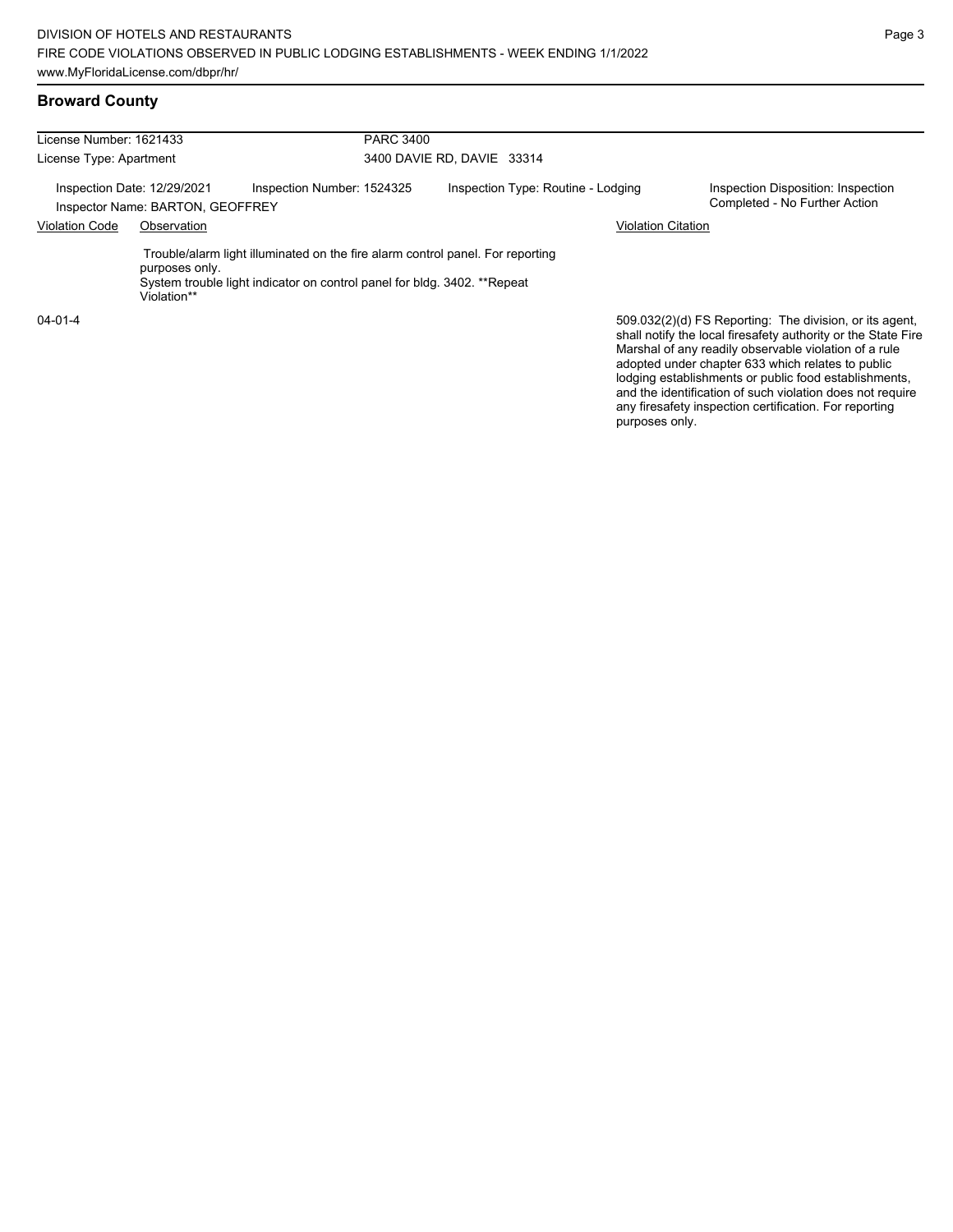## Broward County

| License Number: 1621433 | PARC 3400 |
|---|---|
| License Type: Apartment | 3400 DAVIE RD, DAVIE 33314 |

Inspection Date: 12/29/2021 | Inspection Number: 1524325 | Inspection Type: Routine - Lodging | Inspection Disposition: Inspection Completed - No Further Action

Inspector Name: BARTON, GEOFFREY

| Violation Code | Observation | Violation Citation |
|---|---|---|
| 04-01-4 | Trouble/alarm light illuminated on the fire alarm control panel. For reporting purposes only. System trouble light indicator on control panel for bldg. 3402. **Repeat Violation** | 509.032(2)(d) FS Reporting: The division, or its agent, shall notify the local firesafety authority or the State Fire Marshal of any readily observable violation of a rule adopted under chapter 633 which relates to public lodging establishments or public food establishments, and the identification of such violation does not require any firesafety inspection certification. For reporting purposes only. |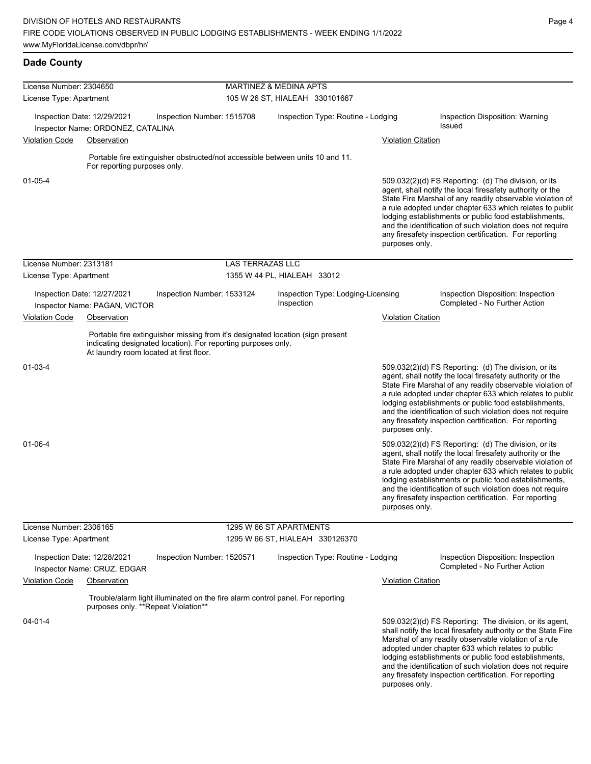## Dade County

**License Number:** 2304650 — **MARTINEZ & MEDINA APTS**
**License Type:** Apartment — 105 W 26 ST, HIALEAH 330101667

Inspection Date: 12/29/2021 | Inspection Number: 1515708 | Inspection Type: Routine - Lodging | Inspection Disposition: Warning Issued
Inspector Name: ORDONEZ, CATALINA

| Violation Code | Observation | Violation Citation |
| --- | --- | --- |
| 01-05-4 | Portable fire extinguisher obstructed/not accessible between units 10 and 11. For reporting purposes only. | 509.032(2)(d) FS Reporting: (d) The division, or its agent, shall notify the local firesafety authority or the State Fire Marshal of any readily observable violation of a rule adopted under chapter 633 which relates to public lodging establishments or public food establishments, and the identification of such violation does not require any firesafety inspection certification. For reporting purposes only. |

**License Number:** 2313181 — **LAS TERRAZAS LLC**
**License Type:** Apartment — 1355 W 44 PL, HIALEAH 33012

Inspection Date: 12/27/2021 | Inspection Number: 1533124 | Inspection Type: Lodging-Licensing Inspection | Inspection Disposition: Inspection Completed - No Further Action
Inspector Name: PAGAN, VICTOR

| Violation Code | Observation | Violation Citation |
| --- | --- | --- |
| 01-03-4 | Portable fire extinguisher missing from it's designated location (sign present indicating designated location). For reporting purposes only. At laundry room located at first floor. | 509.032(2)(d) FS Reporting: (d) The division, or its agent, shall notify the local firesafety authority or the State Fire Marshal of any readily observable violation of a rule adopted under chapter 633 which relates to public lodging establishments or public food establishments, and the identification of such violation does not require any firesafety inspection certification. For reporting purposes only. |
| 01-06-4 | | 509.032(2)(d) FS Reporting: (d) The division, or its agent, shall notify the local firesafety authority or the State Fire Marshal of any readily observable violation of a rule adopted under chapter 633 which relates to public lodging establishments or public food establishments, and the identification of such violation does not require any firesafety inspection certification. For reporting purposes only. |

**License Number:** 2306165 — **1295 W 66 ST APARTMENTS**
**License Type:** Apartment — 1295 W 66 ST, HIALEAH 330126370

Inspection Date: 12/28/2021 | Inspection Number: 1520571 | Inspection Type: Routine - Lodging | Inspection Disposition: Inspection Completed - No Further Action
Inspector Name: CRUZ, EDGAR

| Violation Code | Observation | Violation Citation |
| --- | --- | --- |
| 04-01-4 | Trouble/alarm light illuminated on the fire alarm control panel. For reporting purposes only. **Repeat Violation** | 509.032(2)(d) FS Reporting: The division, or its agent, shall notify the local firesafety authority or the State Fire Marshal of any readily observable violation of a rule adopted under chapter 633 which relates to public lodging establishments or public food establishments, and the identification of such violation does not require any firesafety inspection certification. For reporting purposes only. |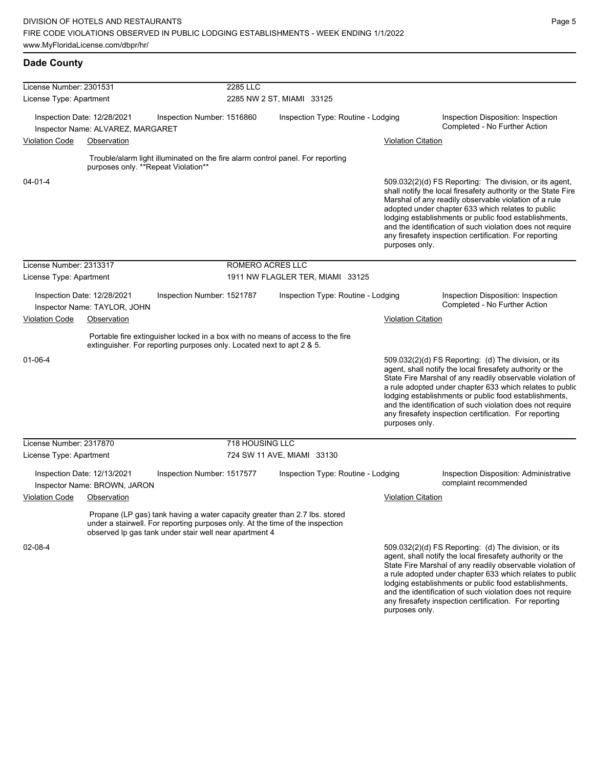## Dade County

**License Number:** 2301531 — **2285 LLC**
**License Type:** Apartment — 2285 NW 2 ST, MIAMI 33125

Inspection Date: 12/28/2021 | Inspection Number: 1516860 | Inspection Type: Routine - Lodging | Inspection Disposition: Inspection Completed - No Further Action
Inspector Name: ALVAREZ, MARGARET

| Violation Code | Observation | Violation Citation |
|---|---|---|
| 04-01-4 | Trouble/alarm light illuminated on the fire alarm control panel. For reporting purposes only. **Repeat Violation** | 509.032(2)(d) FS Reporting: The division, or its agent, shall notify the local firesafety authority or the State Fire Marshal of any readily observable violation of a rule adopted under chapter 633 which relates to public lodging establishments or public food establishments, and the identification of such violation does not require any firesafety inspection certification. For reporting purposes only. |

**License Number:** 2313317 — **ROMERO ACRES LLC**
**License Type:** Apartment — 1911 NW FLAGLER TER, MIAMI 33125

Inspection Date: 12/28/2021 | Inspection Number: 1521787 | Inspection Type: Routine - Lodging | Inspection Disposition: Inspection Completed - No Further Action
Inspector Name: TAYLOR, JOHN

| Violation Code | Observation | Violation Citation |
|---|---|---|
| 01-06-4 | Portable fire extinguisher locked in a box with no means of access to the fire extinguisher. For reporting purposes only. Located next to apt 2 & 5. | 509.032(2)(d) FS Reporting: (d) The division, or its agent, shall notify the local firesafety authority or the State Fire Marshal of any readily observable violation of a rule adopted under chapter 633 which relates to public lodging establishments or public food establishments, and the identification of such violation does not require any firesafety inspection certification. For reporting purposes only. |

**License Number:** 2317870 — **718 HOUSING LLC**
**License Type:** Apartment — 724 SW 11 AVE, MIAMI 33130

Inspection Date: 12/13/2021 | Inspection Number: 1517577 | Inspection Type: Routine - Lodging | Inspection Disposition: Administrative complaint recommended
Inspector Name: BROWN, JARON

| Violation Code | Observation | Violation Citation |
|---|---|---|
| 02-08-4 | Propane (LP gas) tank having a water capacity greater than 2.7 lbs. stored under a stairwell. For reporting purposes only. At the time of the inspection observed lp gas tank under stair well near apartment 4 | 509.032(2)(d) FS Reporting: (d) The division, or its agent, shall notify the local firesafety authority or the State Fire Marshal of any readily observable violation of a rule adopted under chapter 633 which relates to public lodging establishments or public food establishments, and the identification of such violation does not require any firesafety inspection certification. For reporting purposes only. |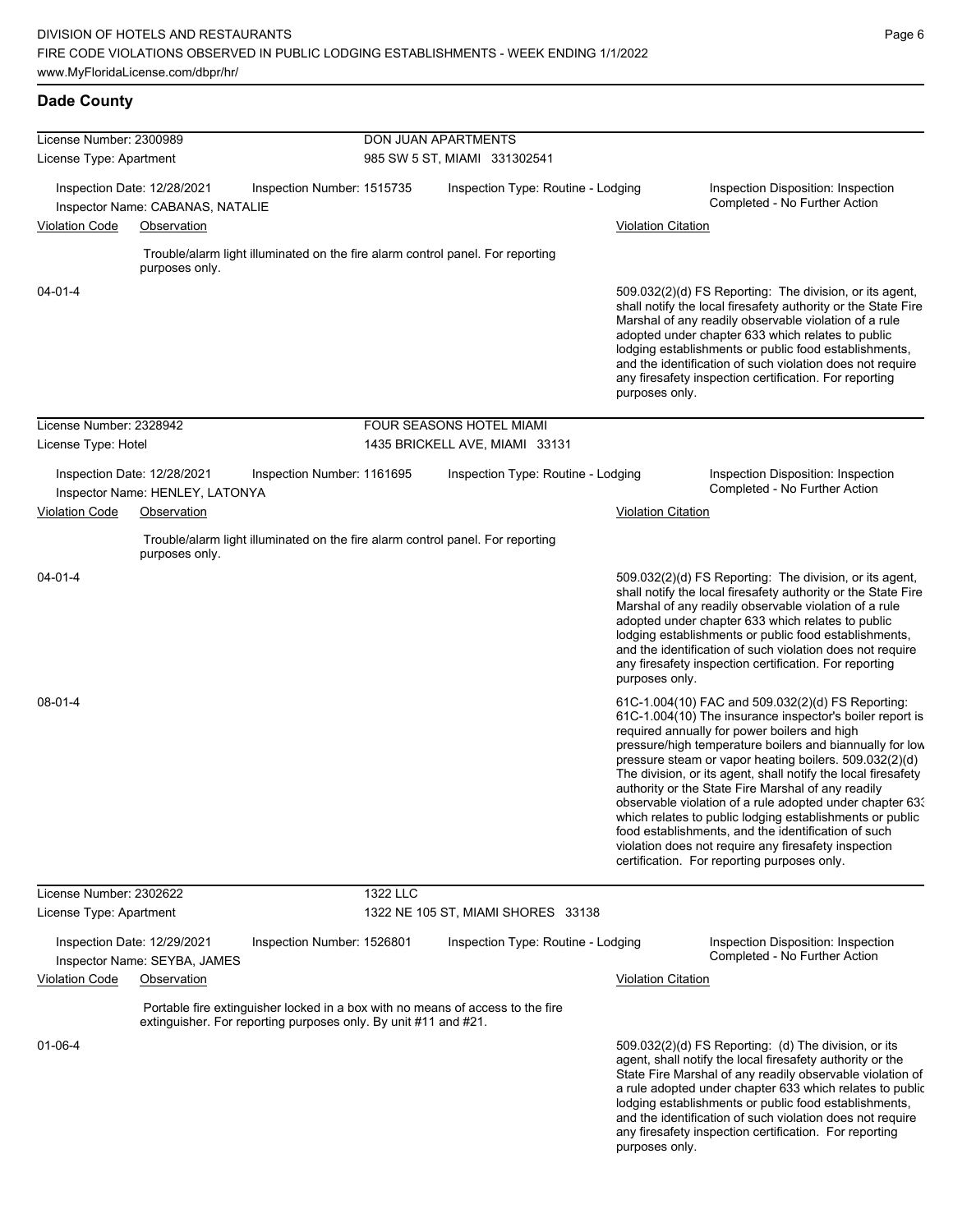## Dade County

**License Number:** 2300989 — **DON JUAN APARTMENTS**
**License Type:** Apartment — 985 SW 5 ST, MIAMI 331302541

Inspection Date: 12/28/2021 | Inspection Number: 1515735 | Inspection Type: Routine - Lodging | Inspection Disposition: Inspection Completed - No Further Action
Inspector Name: CABANAS, NATALIE

| Violation Code | Observation | Violation Citation |
|---|---|---|
| 04-01-4 | Trouble/alarm light illuminated on the fire alarm control panel. For reporting purposes only. | 509.032(2)(d) FS Reporting: The division, or its agent, shall notify the local firesafety authority or the State Fire Marshal of any readily observable violation of a rule adopted under chapter 633 which relates to public lodging establishments or public food establishments, and the identification of such violation does not require any firesafety inspection certification. For reporting purposes only. |

**License Number:** 2328942 — **FOUR SEASONS HOTEL MIAMI**
**License Type:** Hotel — 1435 BRICKELL AVE, MIAMI 33131

Inspection Date: 12/28/2021 | Inspection Number: 1161695 | Inspection Type: Routine - Lodging | Inspection Disposition: Inspection Completed - No Further Action
Inspector Name: HENLEY, LATONYA

| Violation Code | Observation | Violation Citation |
|---|---|---|
| 04-01-4 | Trouble/alarm light illuminated on the fire alarm control panel. For reporting purposes only. | 509.032(2)(d) FS Reporting: The division, or its agent, shall notify the local firesafety authority or the State Fire Marshal of any readily observable violation of a rule adopted under chapter 633 which relates to public lodging establishments or public food establishments, and the identification of such violation does not require any firesafety inspection certification. For reporting purposes only. |
| 08-01-4 | | 61C-1.004(10) FAC and 509.032(2)(d) FS Reporting: 61C-1.004(10) The insurance inspector's boiler report is required annually for power boilers and high pressure/high temperature boilers and biannually for low pressure steam or vapor heating boilers. 509.032(2)(d) The division, or its agent, shall notify the local firesafety authority or the State Fire Marshal of any readily observable violation of a rule adopted under chapter 633 which relates to public lodging establishments or public food establishments, and the identification of such violation does not require any firesafety inspection certification. For reporting purposes only. |

**License Number:** 2302622 — **1322 LLC**
**License Type:** Apartment — 1322 NE 105 ST, MIAMI SHORES 33138

Inspection Date: 12/29/2021 | Inspection Number: 1526801 | Inspection Type: Routine - Lodging | Inspection Disposition: Inspection Completed - No Further Action
Inspector Name: SEYBA, JAMES

| Violation Code | Observation | Violation Citation |
|---|---|---|
| 01-06-4 | Portable fire extinguisher locked in a box with no means of access to the fire extinguisher. For reporting purposes only. By unit #11 and #21. | 509.032(2)(d) FS Reporting: (d) The division, or its agent, shall notify the local firesafety authority or the State Fire Marshal of any readily observable violation of a rule adopted under chapter 633 which relates to public lodging establishments or public food establishments, and the identification of such violation does not require any firesafety inspection certification. For reporting purposes only. |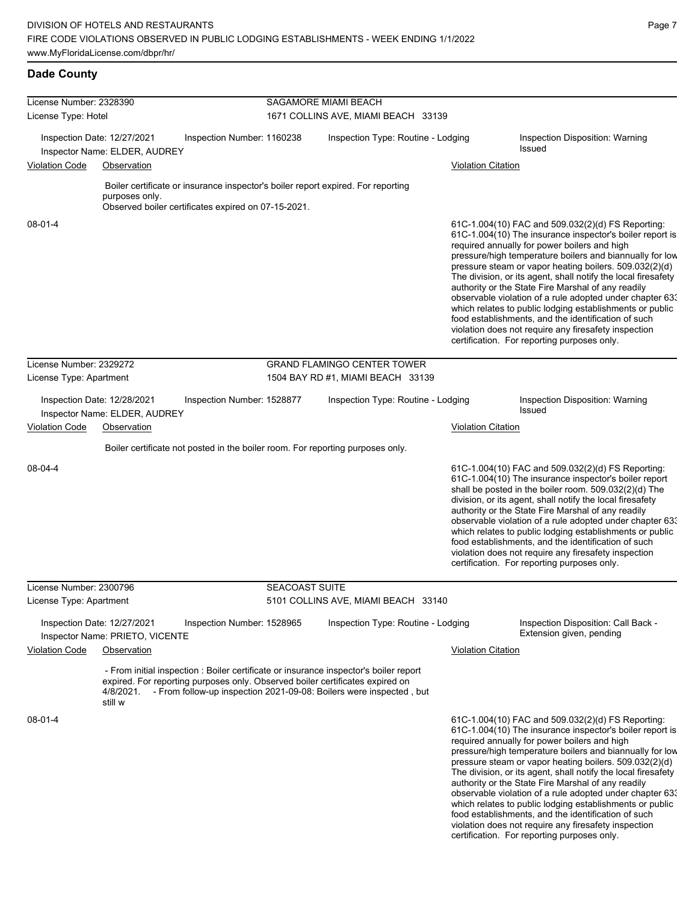## Dade County

**License Number:** 2328390 — **SAGAMORE MIAMI BEACH**
**License Type:** Hotel — 1671 COLLINS AVE, MIAMI BEACH 33139

Inspection Date: 12/27/2021 | Inspection Number: 1160238 | Inspection Type: Routine - Lodging | Inspection Disposition: Warning Issued
Inspector Name: ELDER, AUDREY

| Violation Code | Observation | Violation Citation |
| --- | --- | --- |
| 08-01-4 | Boiler certificate or insurance inspector's boiler report expired. For reporting purposes only. Observed boiler certificates expired on 07-15-2021. | 61C-1.004(10) FAC and 509.032(2)(d) FS Reporting: 61C-1.004(10) The insurance inspector's boiler report is required annually for power boilers and high pressure/high temperature boilers and biannually for low pressure steam or vapor heating boilers. 509.032(2)(d) The division, or its agent, shall notify the local firesafety authority or the State Fire Marshal of any readily observable violation of a rule adopted under chapter 633 which relates to public lodging establishments or public food establishments, and the identification of such violation does not require any firesafety inspection certification. For reporting purposes only. |

**License Number:** 2329272 — **GRAND FLAMINGO CENTER TOWER**
**License Type:** Apartment — 1504 BAY RD #1, MIAMI BEACH 33139

Inspection Date: 12/28/2021 | Inspection Number: 1528877 | Inspection Type: Routine - Lodging | Inspection Disposition: Warning Issued
Inspector Name: ELDER, AUDREY

| Violation Code | Observation | Violation Citation |
| --- | --- | --- |
| 08-04-4 | Boiler certificate not posted in the boiler room. For reporting purposes only. | 61C-1.004(10) FAC and 509.032(2)(d) FS Reporting: 61C-1.004(10) The insurance inspector's boiler report shall be posted in the boiler room. 509.032(2)(d) The division, or its agent, shall notify the local firesafety authority or the State Fire Marshal of any readily observable violation of a rule adopted under chapter 633 which relates to public lodging establishments or public food establishments, and the identification of such violation does not require any firesafety inspection certification. For reporting purposes only. |

**License Number:** 2300796 — **SEACOAST SUITE**
**License Type:** Apartment — 5101 COLLINS AVE, MIAMI BEACH 33140

Inspection Date: 12/27/2021 | Inspection Number: 1528965 | Inspection Type: Routine - Lodging | Inspection Disposition: Call Back - Extension given, pending
Inspector Name: PRIETO, VICENTE

| Violation Code | Observation | Violation Citation |
| --- | --- | --- |
| 08-01-4 | - From initial inspection : Boiler certificate or insurance inspector's boiler report expired. For reporting purposes only. Observed boiler certificates expired on 4/8/2021. - From follow-up inspection 2021-09-08: Boilers were inspected , but still w | 61C-1.004(10) FAC and 509.032(2)(d) FS Reporting: 61C-1.004(10) The insurance inspector's boiler report is required annually for power boilers and high pressure/high temperature boilers and biannually for low pressure steam or vapor heating boilers. 509.032(2)(d) The division, or its agent, shall notify the local firesafety authority or the State Fire Marshal of any readily observable violation of a rule adopted under chapter 633 which relates to public lodging establishments or public food establishments, and the identification of such violation does not require any firesafety inspection certification. For reporting purposes only. |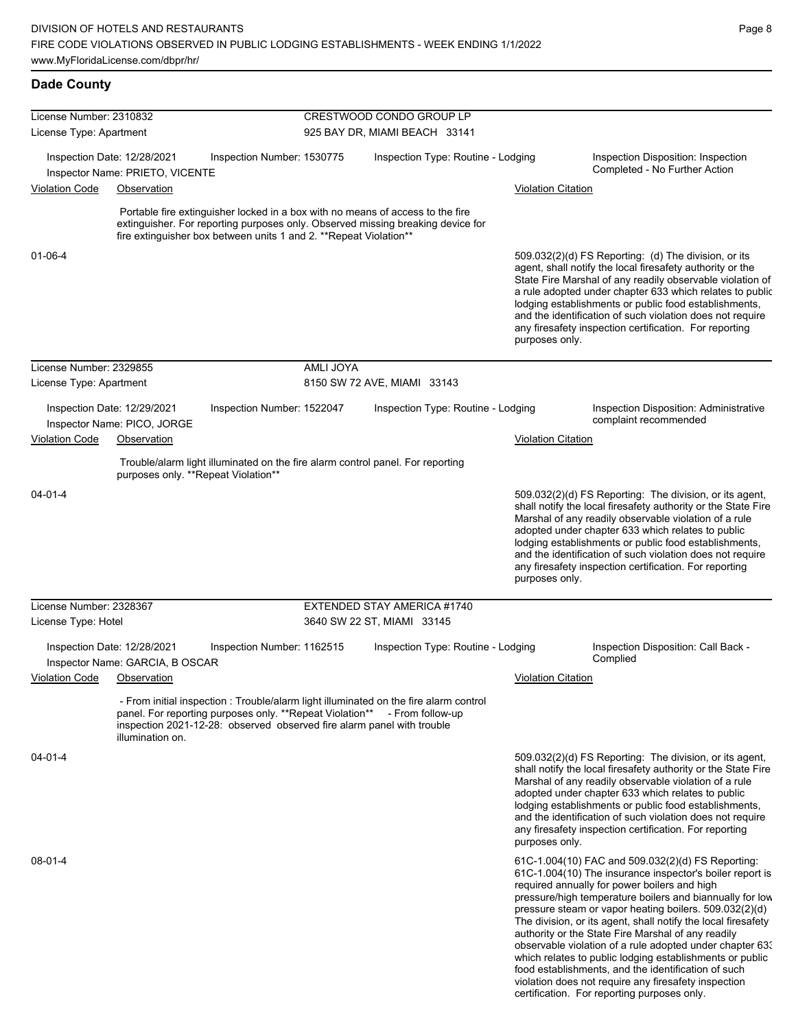## Dade County

**License Number:** 2310832 — **CRESTWOOD CONDO GROUP LP**
**License Type:** Apartment — 925 BAY DR, MIAMI BEACH 33141

Inspection Date: 12/28/2021 | Inspection Number: 1530775 | Inspection Type: Routine - Lodging | Inspection Disposition: Inspection Completed - No Further Action
Inspector Name: PRIETO, VICENTE

| Violation Code | Observation | Violation Citation |
|---|---|---|
| 01-06-4 | Portable fire extinguisher locked in a box with no means of access to the fire extinguisher. For reporting purposes only. Observed missing breaking device for fire extinguisher box between units 1 and 2. **Repeat Violation** | 509.032(2)(d) FS Reporting: (d) The division, or its agent, shall notify the local firesafety authority or the State Fire Marshal of any readily observable violation of a rule adopted under chapter 633 which relates to public lodging establishments or public food establishments, and the identification of such violation does not require any firesafety inspection certification. For reporting purposes only. |

**License Number:** 2329855 — **AMLI JOYA**
**License Type:** Apartment — 8150 SW 72 AVE, MIAMI 33143

Inspection Date: 12/29/2021 | Inspection Number: 1522047 | Inspection Type: Routine - Lodging | Inspection Disposition: Administrative complaint recommended
Inspector Name: PICO, JORGE

| Violation Code | Observation | Violation Citation |
|---|---|---|
| 04-01-4 | Trouble/alarm light illuminated on the fire alarm control panel. For reporting purposes only. **Repeat Violation** | 509.032(2)(d) FS Reporting: The division, or its agent, shall notify the local firesafety authority or the State Fire Marshal of any readily observable violation of a rule adopted under chapter 633 which relates to public lodging establishments or public food establishments, and the identification of such violation does not require any firesafety inspection certification. For reporting purposes only. |

**License Number:** 2328367 — **EXTENDED STAY AMERICA #1740**
**License Type:** Hotel — 3640 SW 22 ST, MIAMI 33145

Inspection Date: 12/28/2021 | Inspection Number: 1162515 | Inspection Type: Routine - Lodging | Inspection Disposition: Call Back - Complied
Inspector Name: GARCIA, B OSCAR

| Violation Code | Observation | Violation Citation |
|---|---|---|
| 04-01-4 | - From initial inspection : Trouble/alarm light illuminated on the fire alarm control panel. For reporting purposes only. **Repeat Violation** - From follow-up inspection 2021-12-28: observed observed fire alarm panel with trouble illumination on. | 509.032(2)(d) FS Reporting: The division, or its agent, shall notify the local firesafety authority or the State Fire Marshal of any readily observable violation of a rule adopted under chapter 633 which relates to public lodging establishments or public food establishments, and the identification of such violation does not require any firesafety inspection certification. For reporting purposes only. |
| 08-01-4 | | 61C-1.004(10) FAC and 509.032(2)(d) FS Reporting: 61C-1.004(10) The insurance inspector's boiler report is required annually for power boilers and high pressure/high temperature boilers and biannually for low pressure steam or vapor heating boilers. 509.032(2)(d) The division, or its agent, shall notify the local firesafety authority or the State Fire Marshal of any readily observable violation of a rule adopted under chapter 633 which relates to public lodging establishments or public food establishments, and the identification of such violation does not require any firesafety inspection certification. For reporting purposes only. |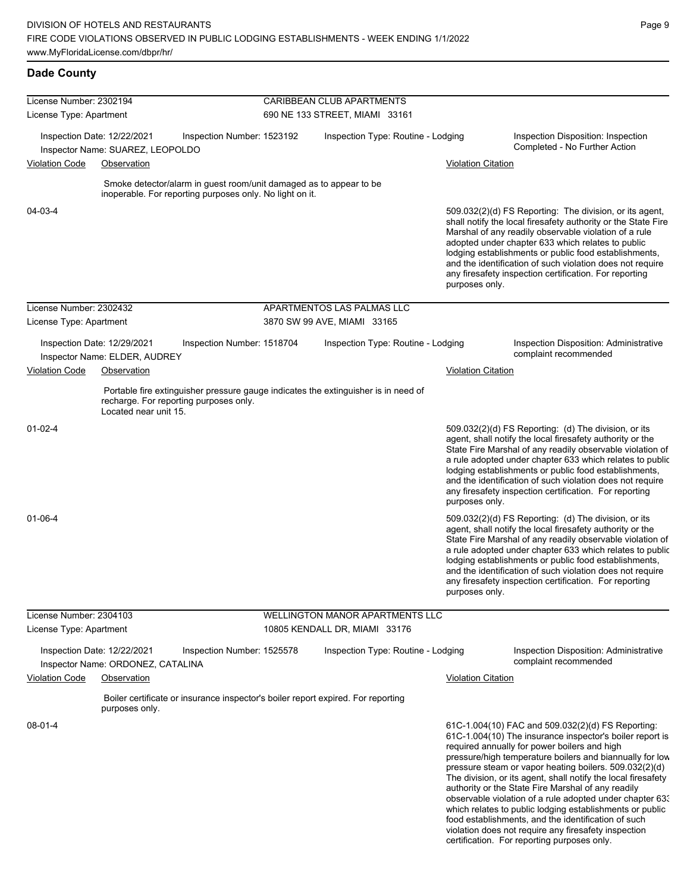## Dade County

**License Number:** 2302194 — CARIBBEAN CLUB APARTMENTS
**License Type:** Apartment — 690 NE 133 STREET, MIAMI 33161

Inspection Date: 12/22/2021 | Inspection Number: 1523192 | Inspection Type: Routine - Lodging | Inspection Disposition: Inspection Completed - No Further Action
Inspector Name: SUAREZ, LEOPOLDO

| Violation Code | Observation | Violation Citation |
|---|---|---|
| 04-03-4 | Smoke detector/alarm in guest room/unit damaged as to appear to be inoperable. For reporting purposes only. No light on it. | 509.032(2)(d) FS Reporting: The division, or its agent, shall notify the local firesafety authority or the State Fire Marshal of any readily observable violation of a rule adopted under chapter 633 which relates to public lodging establishments or public food establishments, and the identification of such violation does not require any firesafety inspection certification. For reporting purposes only. |

**License Number:** 2302432 — APARTMENTOS LAS PALMAS LLC
**License Type:** Apartment — 3870 SW 99 AVE, MIAMI 33165

Inspection Date: 12/29/2021 | Inspection Number: 1518704 | Inspection Type: Routine - Lodging | Inspection Disposition: Administrative complaint recommended
Inspector Name: ELDER, AUDREY

| Violation Code | Observation | Violation Citation |
|---|---|---|
| 01-02-4 | Portable fire extinguisher pressure gauge indicates the extinguisher is in need of recharge. For reporting purposes only. Located near unit 15. | 509.032(2)(d) FS Reporting: (d) The division, or its agent, shall notify the local firesafety authority or the State Fire Marshal of any readily observable violation of a rule adopted under chapter 633 which relates to public lodging establishments or public food establishments, and the identification of such violation does not require any firesafety inspection certification. For reporting purposes only. |
| 01-06-4 | | 509.032(2)(d) FS Reporting: (d) The division, or its agent, shall notify the local firesafety authority or the State Fire Marshal of any readily observable violation of a rule adopted under chapter 633 which relates to public lodging establishments or public food establishments, and the identification of such violation does not require any firesafety inspection certification. For reporting purposes only. |

**License Number:** 2304103 — WELLINGTON MANOR APARTMENTS LLC
**License Type:** Apartment — 10805 KENDALL DR, MIAMI 33176

Inspection Date: 12/22/2021 | Inspection Number: 1525578 | Inspection Type: Routine - Lodging | Inspection Disposition: Administrative complaint recommended
Inspector Name: ORDONEZ, CATALINA

| Violation Code | Observation | Violation Citation |
|---|---|---|
| 08-01-4 | Boiler certificate or insurance inspector's boiler report expired. For reporting purposes only. | 61C-1.004(10) FAC and 509.032(2)(d) FS Reporting: 61C-1.004(10) The insurance inspector's boiler report is required annually for power boilers and high pressure/high temperature boilers and biannually for low pressure steam or vapor heating boilers. 509.032(2)(d) The division, or its agent, shall notify the local firesafety authority or the State Fire Marshal of any readily observable violation of a rule adopted under chapter 633 which relates to public lodging establishments or public food establishments, and the identification of such violation does not require any firesafety inspection certification. For reporting purposes only. |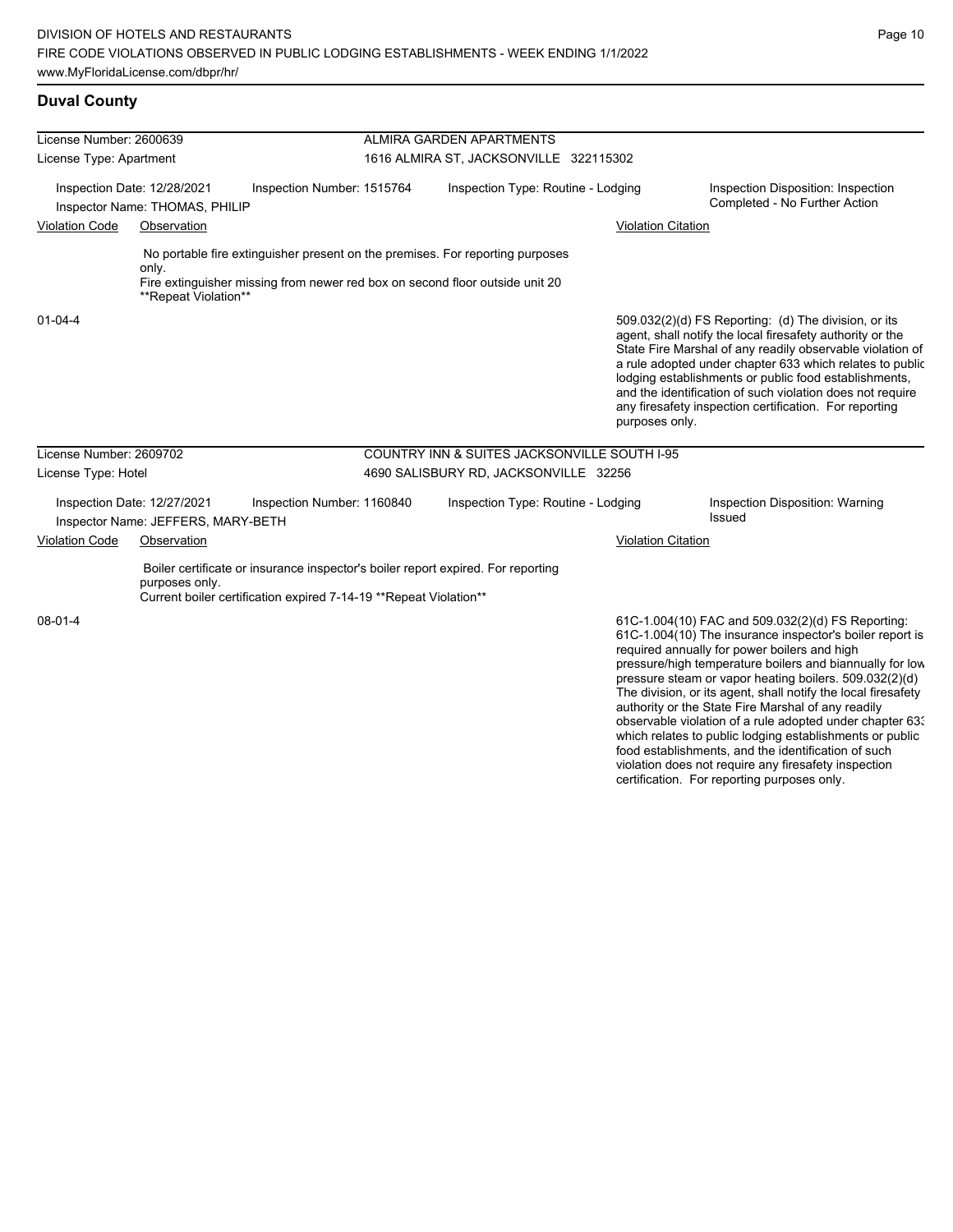## Duval County

**License Number:** 2600639 — ALMIRA GARDEN APARTMENTS
**License Type:** Apartment — 1616 ALMIRA ST, JACKSONVILLE 322115302

Inspection Date: 12/28/2021 | Inspection Number: 1515764 | Inspection Type: Routine - Lodging | Inspection Disposition: Inspection Completed - No Further Action
Inspector Name: THOMAS, PHILIP

| Violation Code | Observation | Violation Citation |
| --- | --- | --- |
| 01-04-4 | No portable fire extinguisher present on the premises. For reporting purposes only. Fire extinguisher missing from newer red box on second floor outside unit 20 **Repeat Violation** | 509.032(2)(d) FS Reporting: (d) The division, or its agent, shall notify the local firesafety authority or the State Fire Marshal of any readily observable violation of a rule adopted under chapter 633 which relates to public lodging establishments or public food establishments, and the identification of such violation does not require any firesafety inspection certification. For reporting purposes only. |

**License Number:** 2609702 — COUNTRY INN & SUITES JACKSONVILLE SOUTH I-95
**License Type:** Hotel — 4690 SALISBURY RD, JACKSONVILLE 32256

Inspection Date: 12/27/2021 | Inspection Number: 1160840 | Inspection Type: Routine - Lodging | Inspection Disposition: Warning Issued
Inspector Name: JEFFERS, MARY-BETH

| Violation Code | Observation | Violation Citation |
| --- | --- | --- |
| 08-01-4 | Boiler certificate or insurance inspector's boiler report expired. For reporting purposes only. Current boiler certification expired 7-14-19 **Repeat Violation** | 61C-1.004(10) FAC and 509.032(2)(d) FS Reporting: 61C-1.004(10) The insurance inspector's boiler report is required annually for power boilers and high pressure/high temperature boilers and biannually for low pressure steam or vapor heating boilers. 509.032(2)(d) The division, or its agent, shall notify the local firesafety authority or the State Fire Marshal of any readily observable violation of a rule adopted under chapter 633 which relates to public lodging establishments or public food establishments, and the identification of such violation does not require any firesafety inspection certification. For reporting purposes only. |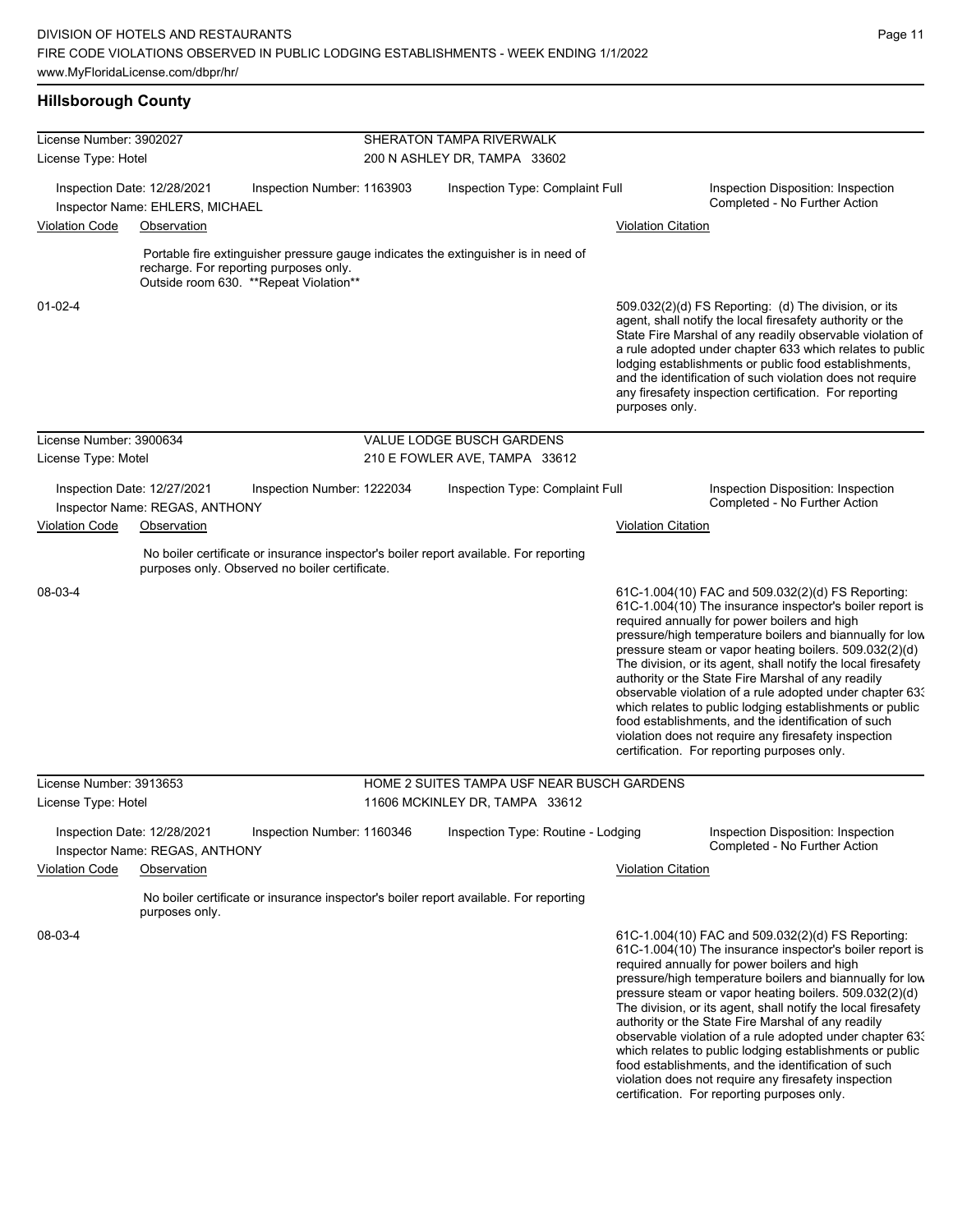## Hillsborough County

**License Number:** 3902027 — SHERATON TAMPA RIVERWALK
**License Type:** Hotel — 200 N ASHLEY DR, TAMPA 33602

Inspection Date: 12/28/2021 | Inspection Number: 1163903 | Inspection Type: Complaint Full | Inspection Disposition: Inspection Completed - No Further Action

Inspector Name: EHLERS, MICHAEL

| Violation Code | Observation | Violation Citation |
| --- | --- | --- |
| 01-02-4 | Portable fire extinguisher pressure gauge indicates the extinguisher is in need of recharge. For reporting purposes only. Outside room 630. **Repeat Violation** | 509.032(2)(d) FS Reporting: (d) The division, or its agent, shall notify the local firesafety authority or the State Fire Marshal of any readily observable violation of a rule adopted under chapter 633 which relates to public lodging establishments or public food establishments, and the identification of such violation does not require any firesafety inspection certification. For reporting purposes only. |

**License Number:** 3900634 — VALUE LODGE BUSCH GARDENS
**License Type:** Motel — 210 E FOWLER AVE, TAMPA 33612

Inspection Date: 12/27/2021 | Inspection Number: 1222034 | Inspection Type: Complaint Full | Inspection Disposition: Inspection Completed - No Further Action

Inspector Name: REGAS, ANTHONY

| Violation Code | Observation | Violation Citation |
| --- | --- | --- |
| 08-03-4 | No boiler certificate or insurance inspector's boiler report available. For reporting purposes only. Observed no boiler certificate. | 61C-1.004(10) FAC and 509.032(2)(d) FS Reporting: 61C-1.004(10) The insurance inspector's boiler report is required annually for power boilers and high pressure/high temperature boilers and biannually for low pressure steam or vapor heating boilers. 509.032(2)(d) The division, or its agent, shall notify the local firesafety authority or the State Fire Marshal of any readily observable violation of a rule adopted under chapter 633 which relates to public lodging establishments or public food establishments, and the identification of such violation does not require any firesafety inspection certification. For reporting purposes only. |

**License Number:** 3913653 — HOME 2 SUITES TAMPA USF NEAR BUSCH GARDENS
**License Type:** Hotel — 11606 MCKINLEY DR, TAMPA 33612

Inspection Date: 12/28/2021 | Inspection Number: 1160346 | Inspection Type: Routine - Lodging | Inspection Disposition: Inspection Completed - No Further Action

Inspector Name: REGAS, ANTHONY

| Violation Code | Observation | Violation Citation |
| --- | --- | --- |
| 08-03-4 | No boiler certificate or insurance inspector's boiler report available. For reporting purposes only. | 61C-1.004(10) FAC and 509.032(2)(d) FS Reporting: 61C-1.004(10) The insurance inspector's boiler report is required annually for power boilers and high pressure/high temperature boilers and biannually for low pressure steam or vapor heating boilers. 509.032(2)(d) The division, or its agent, shall notify the local firesafety authority or the State Fire Marshal of any readily observable violation of a rule adopted under chapter 633 which relates to public lodging establishments or public food establishments, and the identification of such violation does not require any firesafety inspection certification. For reporting purposes only. |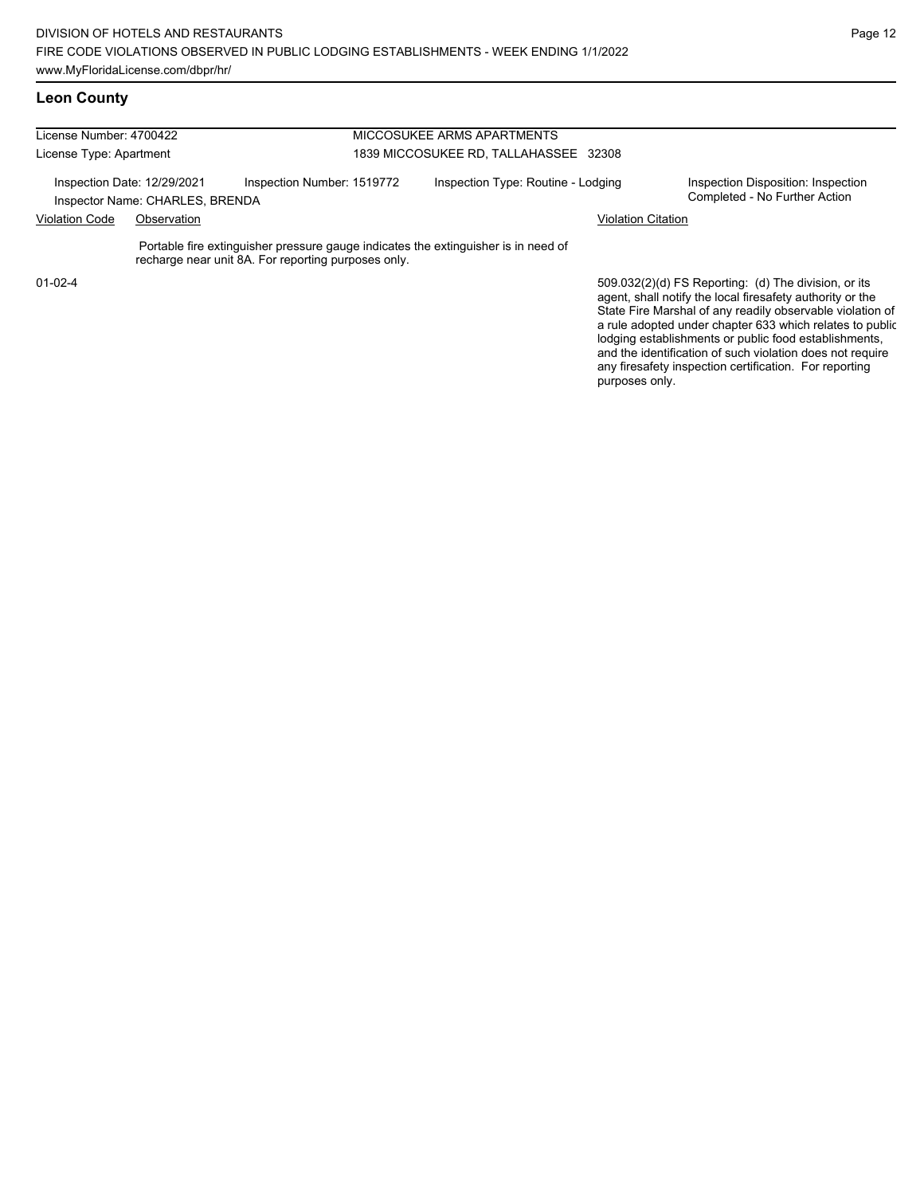## Leon County

License Number: 4700422
License Type: Apartment

MICCOSUKEE ARMS APARTMENTS
1839 MICCOSUKEE RD, TALLAHASSEE 32308

Inspection Date: 12/29/2021
Inspection Number: 1519772
Inspection Type: Routine - Lodging
Inspection Disposition: Inspection Completed - No Further Action
Inspector Name: CHARLES, BRENDA

| Violation Code | Observation | Violation Citation |
| --- | --- | --- |
| 01-02-4 | Portable fire extinguisher pressure gauge indicates the extinguisher is in need of recharge near unit 8A. For reporting purposes only. | 509.032(2)(d) FS Reporting: (d) The division, or its agent, shall notify the local firesafety authority or the State Fire Marshal of any readily observable violation of a rule adopted under chapter 633 which relates to public lodging establishments or public food establishments, and the identification of such violation does not require any firesafety inspection certification. For reporting purposes only. |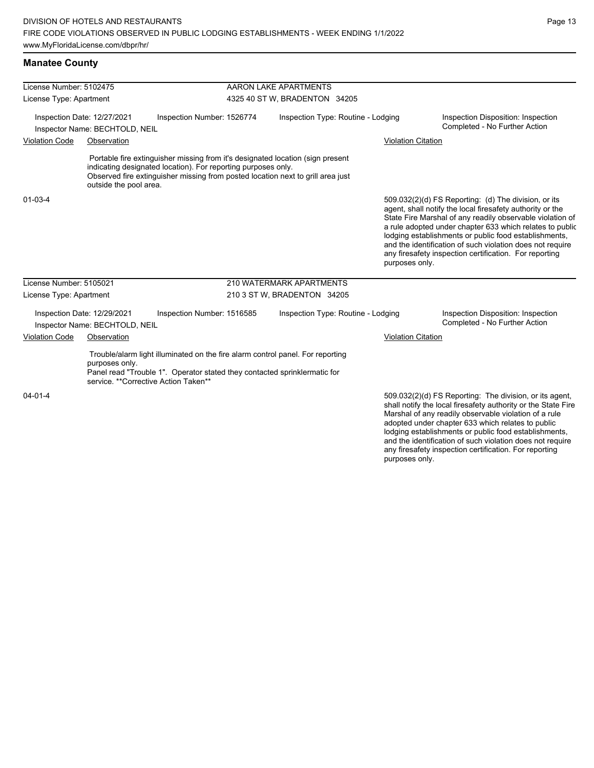## Manatee County

| License Number: 5102475 | | AARON LAKE APARTMENTS | |
|---|---|---|---|
| License Type: Apartment | | 4325 40 ST W, BRADENTON 34205 | |
| Inspection Date: 12/27/2021 | Inspection Number: 1526774 | Inspection Type: Routine - Lodging | Inspection Disposition: Inspection Completed - No Further Action |
| Inspector Name: BECHTOLD, NEIL | | | |

| Violation Code | Observation | Violation Citation |
|---|---|---|
| 01-03-4 | Portable fire extinguisher missing from it's designated location (sign present indicating designated location). For reporting purposes only. Observed fire extinguisher missing from posted location next to grill area just outside the pool area. | 509.032(2)(d) FS Reporting: (d) The division, or its agent, shall notify the local firesafety authority or the State Fire Marshal of any readily observable violation of a rule adopted under chapter 633 which relates to public lodging establishments or public food establishments, and the identification of such violation does not require any firesafety inspection certification. For reporting purposes only. |

| License Number: 5105021 | | 210 WATERMARK APARTMENTS | |
|---|---|---|---|
| License Type: Apartment | | 210 3 ST W, BRADENTON 34205 | |
| Inspection Date: 12/29/2021 | Inspection Number: 1516585 | Inspection Type: Routine - Lodging | Inspection Disposition: Inspection Completed - No Further Action |
| Inspector Name: BECHTOLD, NEIL | | | |

| Violation Code | Observation | Violation Citation |
|---|---|---|
| 04-01-4 | Trouble/alarm light illuminated on the fire alarm control panel. For reporting purposes only. Panel read "Trouble 1". Operator stated they contacted sprinklermatic for service. **Corrective Action Taken** | 509.032(2)(d) FS Reporting: The division, or its agent, shall notify the local firesafety authority or the State Fire Marshal of any readily observable violation of a rule adopted under chapter 633 which relates to public lodging establishments or public food establishments, and the identification of such violation does not require any firesafety inspection certification. For reporting purposes only. |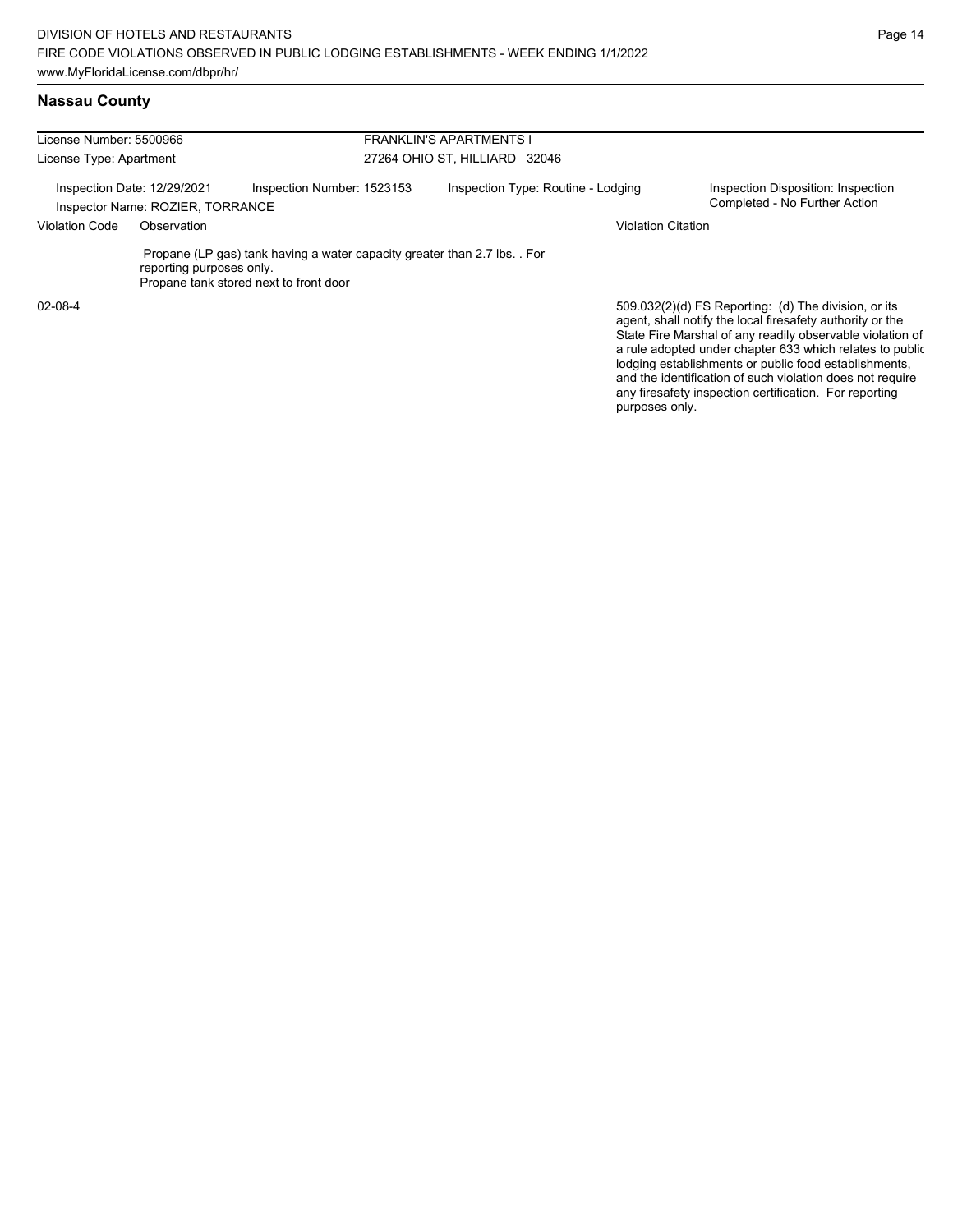## Nassau County

| License Number: 5500966 | | FRANKLIN'S APARTMENTS I | |
|---|---|---|---|
| License Type: Apartment | | 27264 OHIO ST, HILLIARD 32046 | |

Inspection Date: 12/29/2021 | Inspection Number: 1523153 | Inspection Type: Routine - Lodging | Inspection Disposition: Inspection Completed - No Further Action

Inspector Name: ROZIER, TORRANCE

| Violation Code | Observation | Violation Citation |
|---|---|---|
| 02-08-4 | Propane (LP gas) tank having a water capacity greater than 2.7 lbs. . For reporting purposes only.<br>Propane tank stored next to front door | 509.032(2)(d) FS Reporting: (d) The division, or its agent, shall notify the local firesafety authority or the State Fire Marshal of any readily observable violation of a rule adopted under chapter 633 which relates to public lodging establishments or public food establishments, and the identification of such violation does not require any firesafety inspection certification. For reporting purposes only. |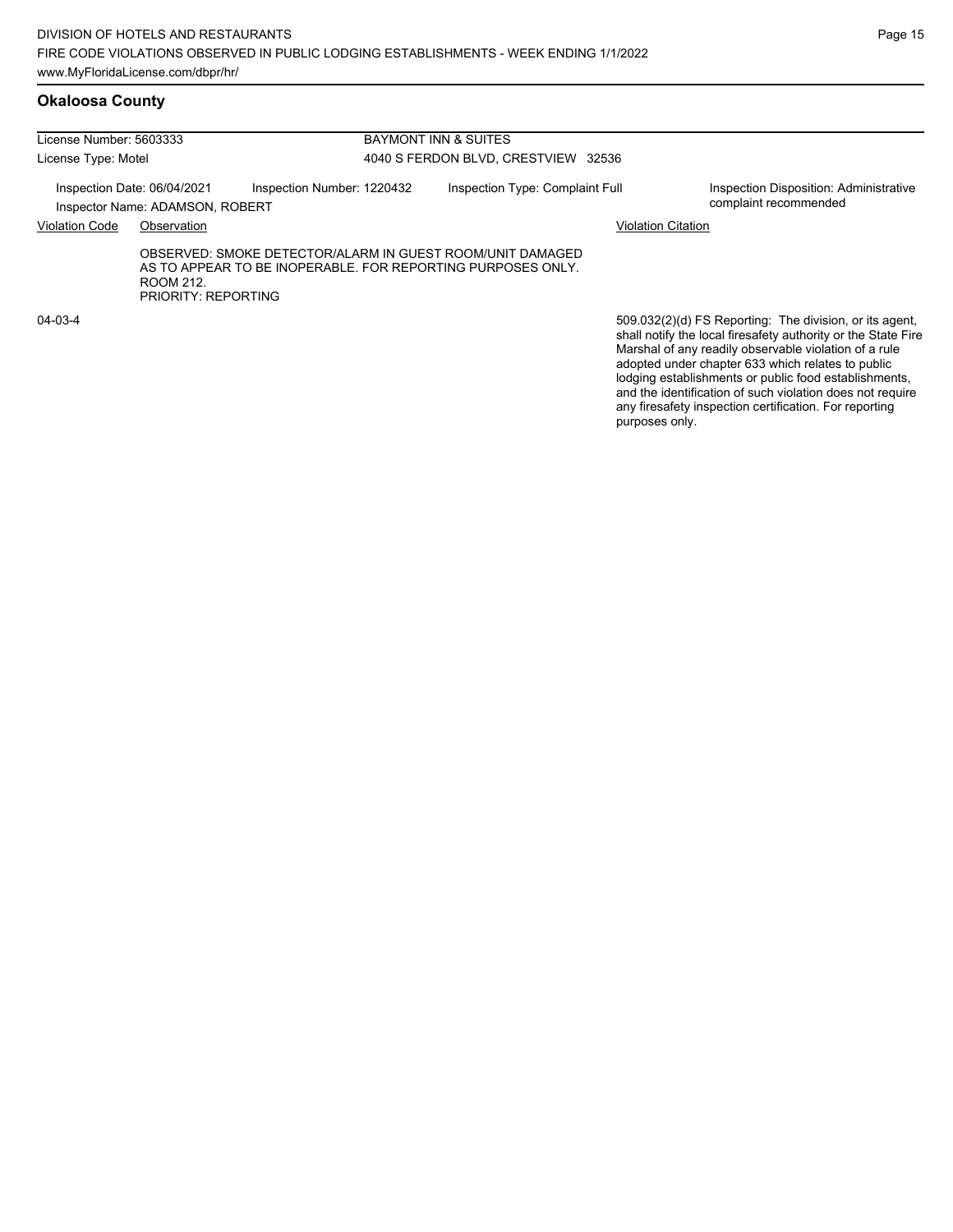## Okaloosa County

| License Number: 5603333 | | BAYMONT INN & SUITES | |
|---|---|---|---|
| License Type: Motel | | 4040 S FERDON BLVD, CRESTVIEW 32536 | |
| Inspection Date: 06/04/2021 | Inspection Number: 1220432 | Inspection Type: Complaint Full | Inspection Disposition: Administrative complaint recommended |
| Inspector Name: ADAMSON, ROBERT | | | |

| Violation Code | Observation | Violation Citation |
|---|---|---|
| 04-03-4 | OBSERVED: SMOKE DETECTOR/ALARM IN GUEST ROOM/UNIT DAMAGED AS TO APPEAR TO BE INOPERABLE. FOR REPORTING PURPOSES ONLY. ROOM 212. PRIORITY: REPORTING | 509.032(2)(d) FS Reporting: The division, or its agent, shall notify the local firesafety authority or the State Fire Marshal of any readily observable violation of a rule adopted under chapter 633 which relates to public lodging establishments or public food establishments, and the identification of such violation does not require any firesafety inspection certification. For reporting purposes only. |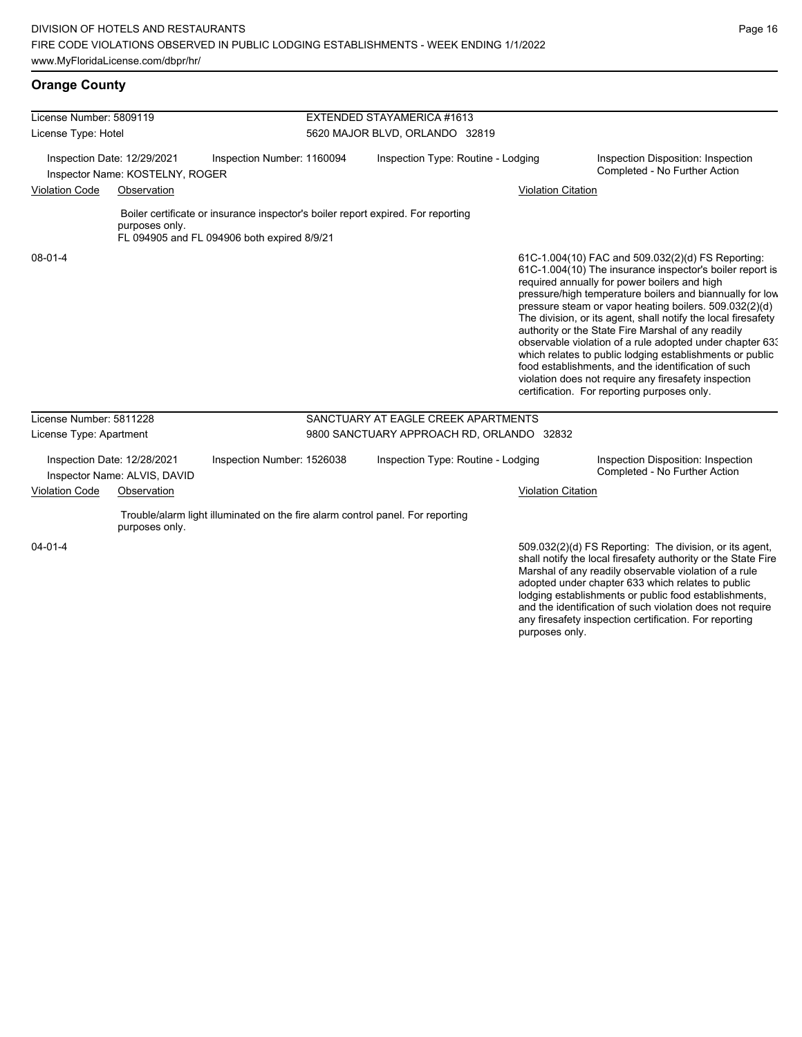## Orange County

| License Number: 5809119 | | EXTENDED STAYAMERICA #1613 | |
|---|---|---|---|
| License Type: Hotel | | 5620 MAJOR BLVD, ORLANDO 32819 | |
| Inspection Date: 12/29/2021 | Inspection Number: 1160094 | Inspection Type: Routine - Lodging | Inspection Disposition: Inspection Completed - No Further Action |
| Inspector Name: KOSTELNY, ROGER | | | |

| Violation Code | Observation | Violation Citation |
|---|---|---|
| 08-01-4 | Boiler certificate or insurance inspector's boiler report expired. For reporting purposes only. FL 094905 and FL 094906 both expired 8/9/21 | 61C-1.004(10) FAC and 509.032(2)(d) FS Reporting: 61C-1.004(10) The insurance inspector's boiler report is required annually for power boilers and high pressure/high temperature boilers and biannually for low pressure steam or vapor heating boilers. 509.032(2)(d) The division, or its agent, shall notify the local firesafety authority or the State Fire Marshal of any readily observable violation of a rule adopted under chapter 633 which relates to public lodging establishments or public food establishments, and the identification of such violation does not require any firesafety inspection certification. For reporting purposes only. |

| License Number: 5811228 | | SANCTUARY AT EAGLE CREEK APARTMENTS | |
|---|---|---|---|
| License Type: Apartment | | 9800 SANCTUARY APPROACH RD, ORLANDO 32832 | |
| Inspection Date: 12/28/2021 | Inspection Number: 1526038 | Inspection Type: Routine - Lodging | Inspection Disposition: Inspection Completed - No Further Action |
| Inspector Name: ALVIS, DAVID | | | |

| Violation Code | Observation | Violation Citation |
|---|---|---|
| 04-01-4 | Trouble/alarm light illuminated on the fire alarm control panel. For reporting purposes only. | 509.032(2)(d) FS Reporting: The division, or its agent, shall notify the local firesafety authority or the State Fire Marshal of any readily observable violation of a rule adopted under chapter 633 which relates to public lodging establishments or public food establishments, and the identification of such violation does not require any firesafety inspection certification. For reporting purposes only. |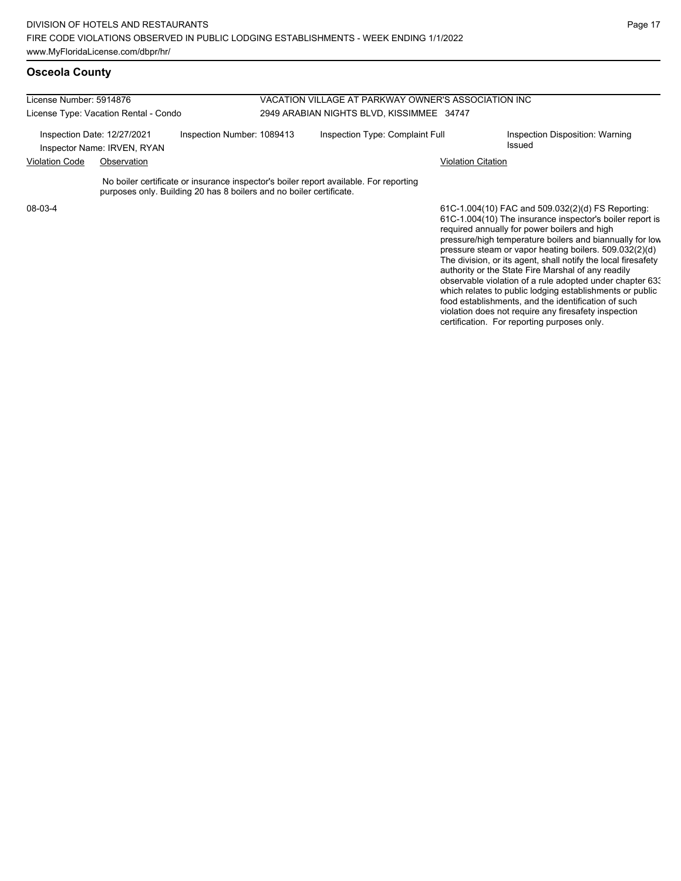## Osceola County

| License Number: 5914876 | | VACATION VILLAGE AT PARKWAY OWNER'S ASSOCIATION INC | |
|---|---|---|---|
| License Type: Vacation Rental - Condo | | 2949 ARABIAN NIGHTS BLVD, KISSIMMEE 34747 | |
| Inspection Date: 12/27/2021 Inspector Name: IRVEN, RYAN | Inspection Number: 1089413 | Inspection Type: Complaint Full | Inspection Disposition: Warning Issued |

| Violation Code | Observation | Violation Citation |
|---|---|---|
| 08-03-4 | No boiler certificate or insurance inspector's boiler report available. For reporting purposes only. Building 20 has 8 boilers and no boiler certificate. | 61C-1.004(10) FAC and 509.032(2)(d) FS Reporting: 61C-1.004(10) The insurance inspector's boiler report is required annually for power boilers and high pressure/high temperature boilers and biannually for low pressure steam or vapor heating boilers. 509.032(2)(d) The division, or its agent, shall notify the local firesafety authority or the State Fire Marshal of any readily observable violation of a rule adopted under chapter 633 which relates to public lodging establishments or public food establishments, and the identification of such violation does not require any firesafety inspection certification. For reporting purposes only. |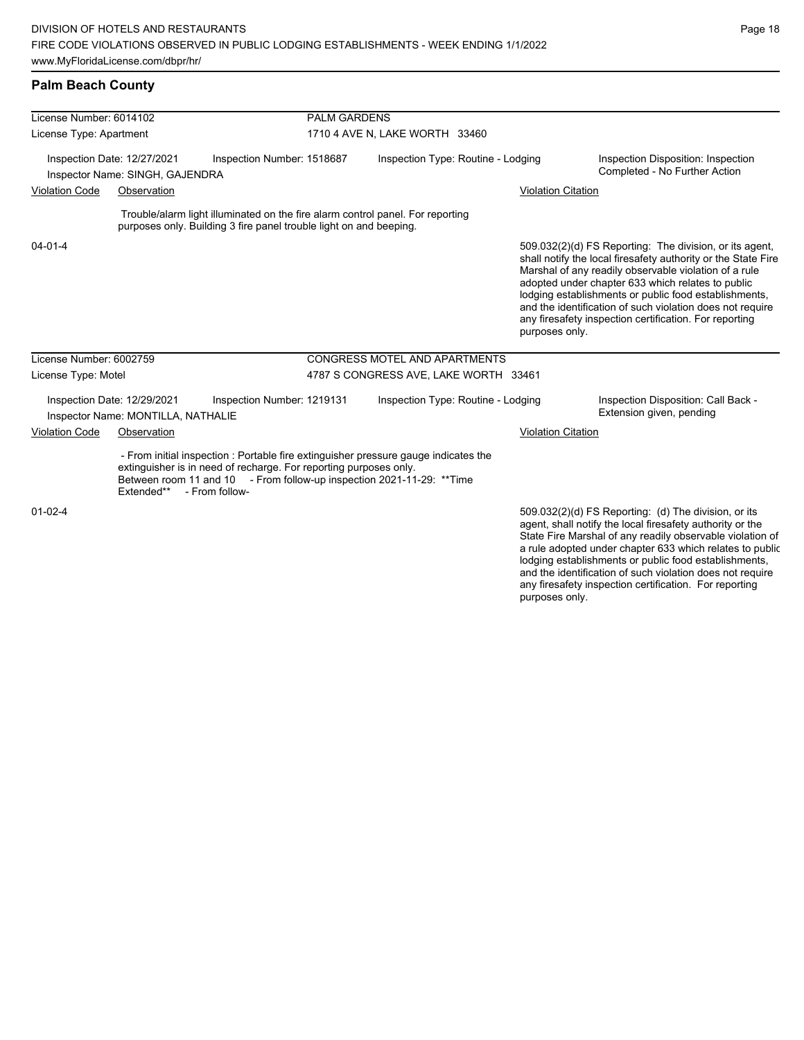## Palm Beach County

| License Number: 6014102 | | PALM GARDENS | |
|---|---|---|---|
| License Type: Apartment | | 1710 4 AVE N, LAKE WORTH 33460 | |
| Inspection Date: 12/27/2021 | Inspection Number: 1518687 | Inspection Type: Routine - Lodging | Inspection Disposition: Inspection Completed - No Further Action |
| Inspector Name: SINGH, GAJENDRA | | | |

| Violation Code | Observation | Violation Citation |
|---|---|---|
| 04-01-4 | Trouble/alarm light illuminated on the fire alarm control panel. For reporting purposes only. Building 3 fire panel trouble light on and beeping. | 509.032(2)(d) FS Reporting: The division, or its agent, shall notify the local firesafety authority or the State Fire Marshal of any readily observable violation of a rule adopted under chapter 633 which relates to public lodging establishments or public food establishments, and the identification of such violation does not require any firesafety inspection certification. For reporting purposes only. |

| License Number: 6002759 | | CONGRESS MOTEL AND APARTMENTS | |
|---|---|---|---|
| License Type: Motel | | 4787 S CONGRESS AVE, LAKE WORTH 33461 | |
| Inspection Date: 12/29/2021 | Inspection Number: 1219131 | Inspection Type: Routine - Lodging | Inspection Disposition: Call Back - Extension given, pending |
| Inspector Name: MONTILLA, NATHALIE | | | |

| Violation Code | Observation | Violation Citation |
|---|---|---|
| 01-02-4 | - From initial inspection : Portable fire extinguisher pressure gauge indicates the extinguisher is in need of recharge. For reporting purposes only. Between room 11 and 10 - From follow-up inspection 2021-11-29: **Time Extended** - From follow- | 509.032(2)(d) FS Reporting: (d) The division, or its agent, shall notify the local firesafety authority or the State Fire Marshal of any readily observable violation of a rule adopted under chapter 633 which relates to public lodging establishments or public food establishments, and the identification of such violation does not require any firesafety inspection certification. For reporting purposes only. |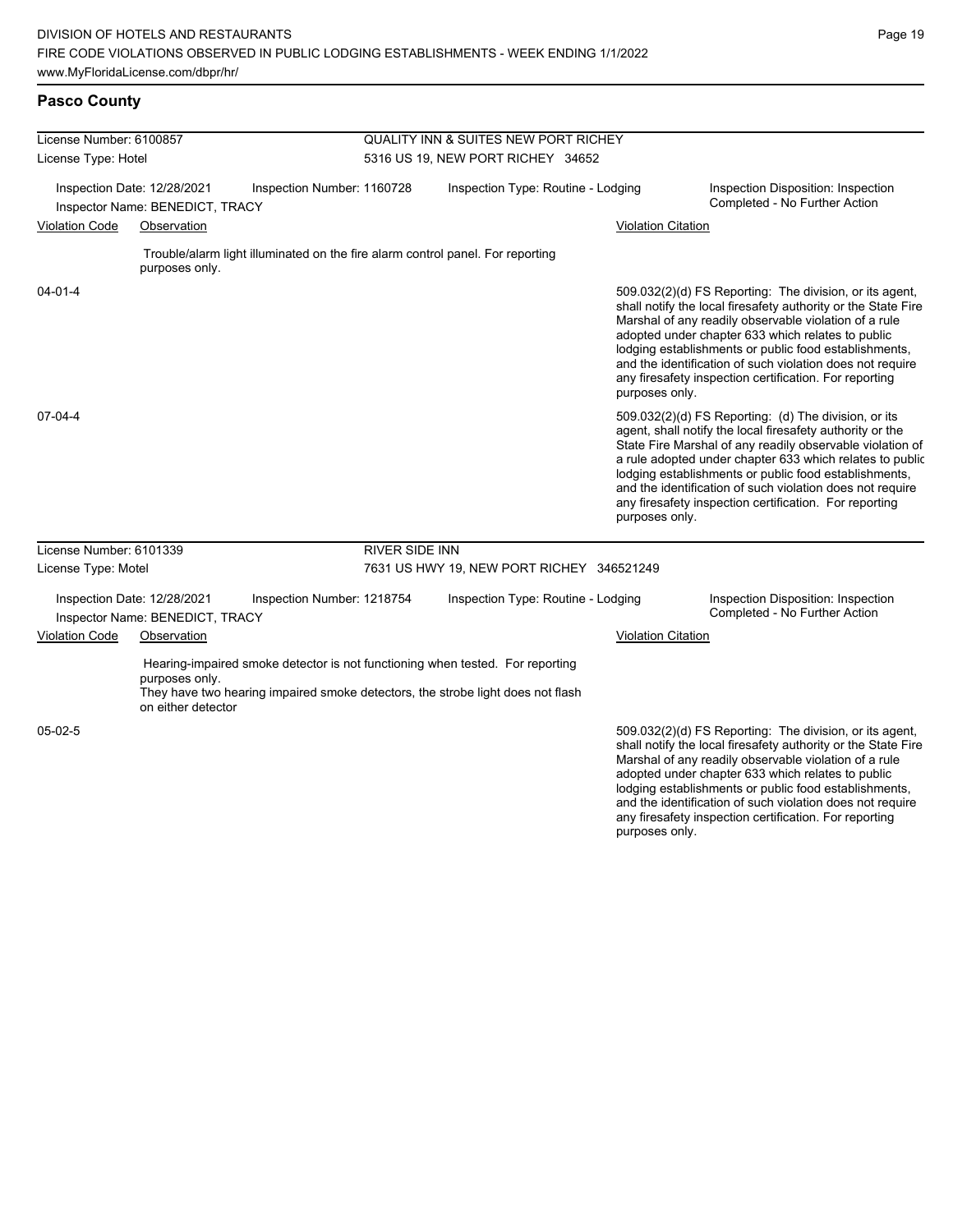## Pasco County

**License Number:** 6100857 — QUALITY INN & SUITES NEW PORT RICHEY
**License Type:** Hotel — 5316 US 19, NEW PORT RICHEY 34652

Inspection Date: 12/28/2021 | Inspection Number: 1160728 | Inspection Type: Routine - Lodging | Inspection Disposition: Inspection Completed - No Further Action
Inspector Name: BENEDICT, TRACY

| Violation Code | Observation | Violation Citation |
|---|---|---|
| 04-01-4 | Trouble/alarm light illuminated on the fire alarm control panel. For reporting purposes only. | 509.032(2)(d) FS Reporting: The division, or its agent, shall notify the local firesafety authority or the State Fire Marshal of any readily observable violation of a rule adopted under chapter 633 which relates to public lodging establishments or public food establishments, and the identification of such violation does not require any firesafety inspection certification. For reporting purposes only. |
| 07-04-4 | | 509.032(2)(d) FS Reporting: (d) The division, or its agent, shall notify the local firesafety authority or the State Fire Marshal of any readily observable violation of a rule adopted under chapter 633 which relates to public lodging establishments or public food establishments, and the identification of such violation does not require any firesafety inspection certification. For reporting purposes only. |

**License Number:** 6101339 — RIVER SIDE INN
**License Type:** Motel — 7631 US HWY 19, NEW PORT RICHEY 346521249

Inspection Date: 12/28/2021 | Inspection Number: 1218754 | Inspection Type: Routine - Lodging | Inspection Disposition: Inspection Completed - No Further Action
Inspector Name: BENEDICT, TRACY

| Violation Code | Observation | Violation Citation |
|---|---|---|
| 05-02-5 | Hearing-impaired smoke detector is not functioning when tested. For reporting purposes only. They have two hearing impaired smoke detectors, the strobe light does not flash on either detector | 509.032(2)(d) FS Reporting: The division, or its agent, shall notify the local firesafety authority or the State Fire Marshal of any readily observable violation of a rule adopted under chapter 633 which relates to public lodging establishments or public food establishments, and the identification of such violation does not require any firesafety inspection certification. For reporting purposes only. |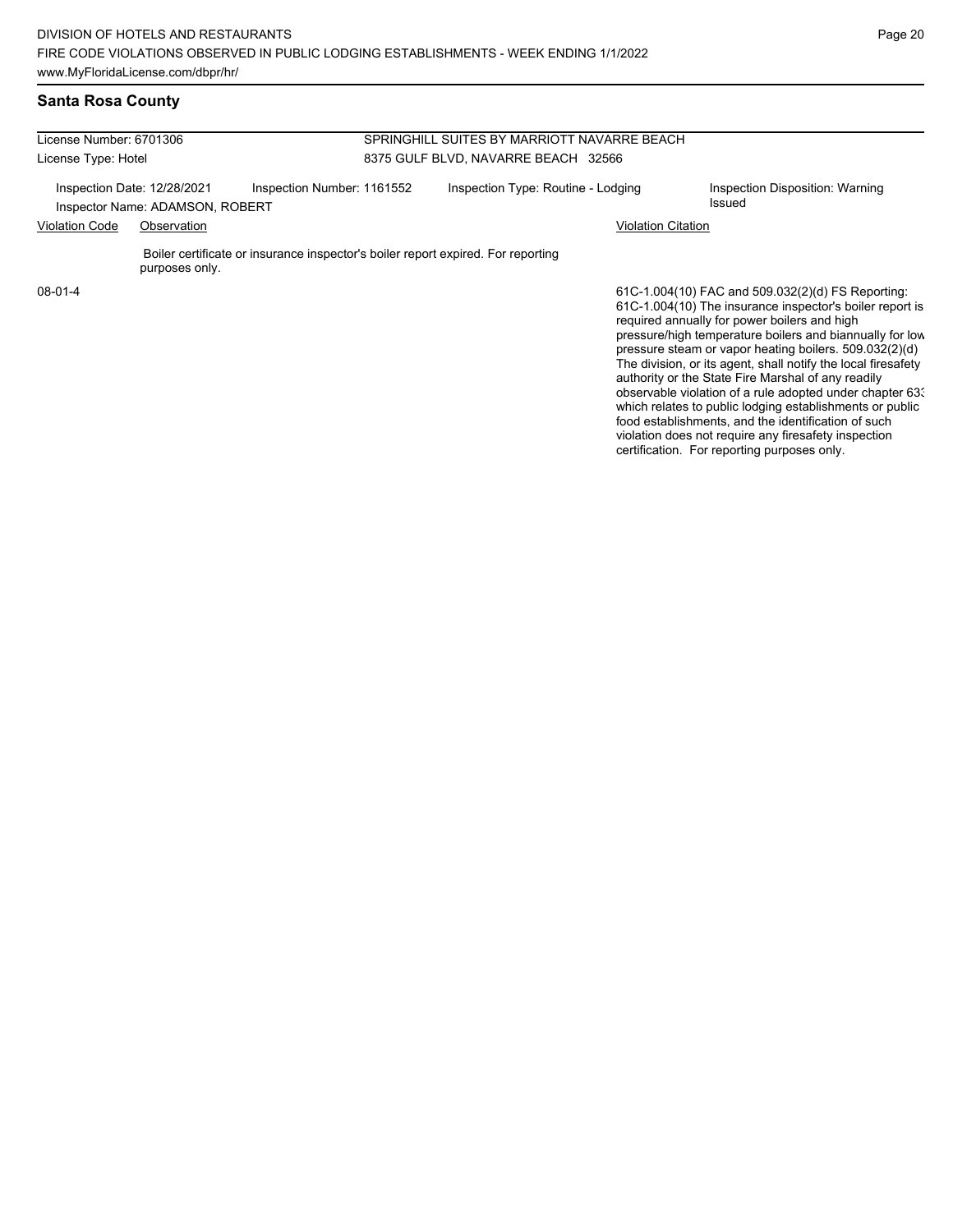## Santa Rosa County

| License Number: 6701306 | | SPRINGHILL SUITES BY MARRIOTT NAVARRE BEACH | |
|---|---|---|---|
| License Type: Hotel | | 8375 GULF BLVD, NAVARRE BEACH 32566 | |
| Inspection Date: 12/28/2021 | Inspection Number: 1161552 | Inspection Type: Routine - Lodging | Inspection Disposition: Warning Issued |
| Inspector Name: ADAMSON, ROBERT | | | |

| Violation Code | Observation | Violation Citation |
|---|---|---|
| 08-01-4 | Boiler certificate or insurance inspector's boiler report expired. For reporting purposes only. | 61C-1.004(10) FAC and 509.032(2)(d) FS Reporting: 61C-1.004(10) The insurance inspector's boiler report is required annually for power boilers and high pressure/high temperature boilers and biannually for low pressure steam or vapor heating boilers. 509.032(2)(d) The division, or its agent, shall notify the local firesafety authority or the State Fire Marshal of any readily observable violation of a rule adopted under chapter 633 which relates to public lodging establishments or public food establishments, and the identification of such violation does not require any firesafety inspection certification. For reporting purposes only. |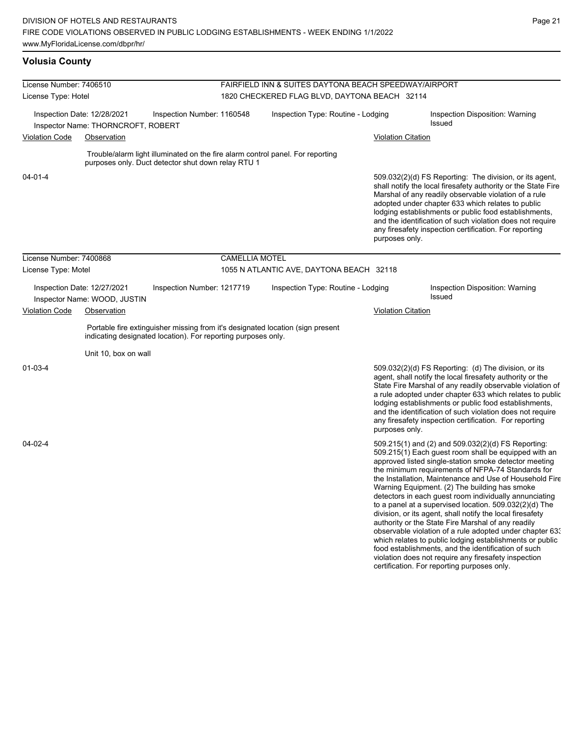## Volusia County

**License Number:** 7406510
**License Type:** Hotel

**FAIRFIELD INN & SUITES DAYTONA BEACH SPEEDWAY/AIRPORT**
1820 CHECKERED FLAG BLVD, DAYTONA BEACH 32114

Inspection Date: 12/28/2021 | Inspection Number: 1160548 | Inspection Type: Routine - Lodging | Inspection Disposition: Warning Issued

Inspector Name: THORNCROFT, ROBERT

| Violation Code | Observation | Violation Citation |
|---|---|---|
| 04-01-4 | Trouble/alarm light illuminated on the fire alarm control panel. For reporting purposes only. Duct detector shut down relay RTU 1 | 509.032(2)(d) FS Reporting: The division, or its agent, shall notify the local firesafety authority or the State Fire Marshal of any readily observable violation of a rule adopted under chapter 633 which relates to public lodging establishments or public food establishments, and the identification of such violation does not require any firesafety inspection certification. For reporting purposes only. |

**License Number:** 7400868
**License Type:** Motel

**CAMELLIA MOTEL**
1055 N ATLANTIC AVE, DAYTONA BEACH 32118

Inspection Date: 12/27/2021 | Inspection Number: 1217719 | Inspection Type: Routine - Lodging | Inspection Disposition: Warning Issued

Inspector Name: WOOD, JUSTIN

| Violation Code | Observation | Violation Citation |
|---|---|---|
| 01-03-4 | Portable fire extinguisher missing from it's designated location (sign present indicating designated location). For reporting purposes only.<br><br>Unit 10, box on wall | 509.032(2)(d) FS Reporting: (d) The division, or its agent, shall notify the local firesafety authority or the State Fire Marshal of any readily observable violation of a rule adopted under chapter 633 which relates to public lodging establishments or public food establishments, and the identification of such violation does not require any firesafety inspection certification. For reporting purposes only. |
| 04-02-4 | | 509.215(1) and (2) and 509.032(2)(d) FS Reporting: 509.215(1) Each guest room shall be equipped with an approved listed single-station smoke detector meeting the minimum requirements of NFPA-74 Standards for the Installation, Maintenance and Use of Household Fire Warning Equipment. (2) The building has smoke detectors in each guest room individually annunciating to a panel at a supervised location. 509.032(2)(d) The division, or its agent, shall notify the local firesafety authority or the State Fire Marshal of any readily observable violation of a rule adopted under chapter 633 which relates to public lodging establishments or public food establishments, and the identification of such violation does not require any firesafety inspection certification. For reporting purposes only. |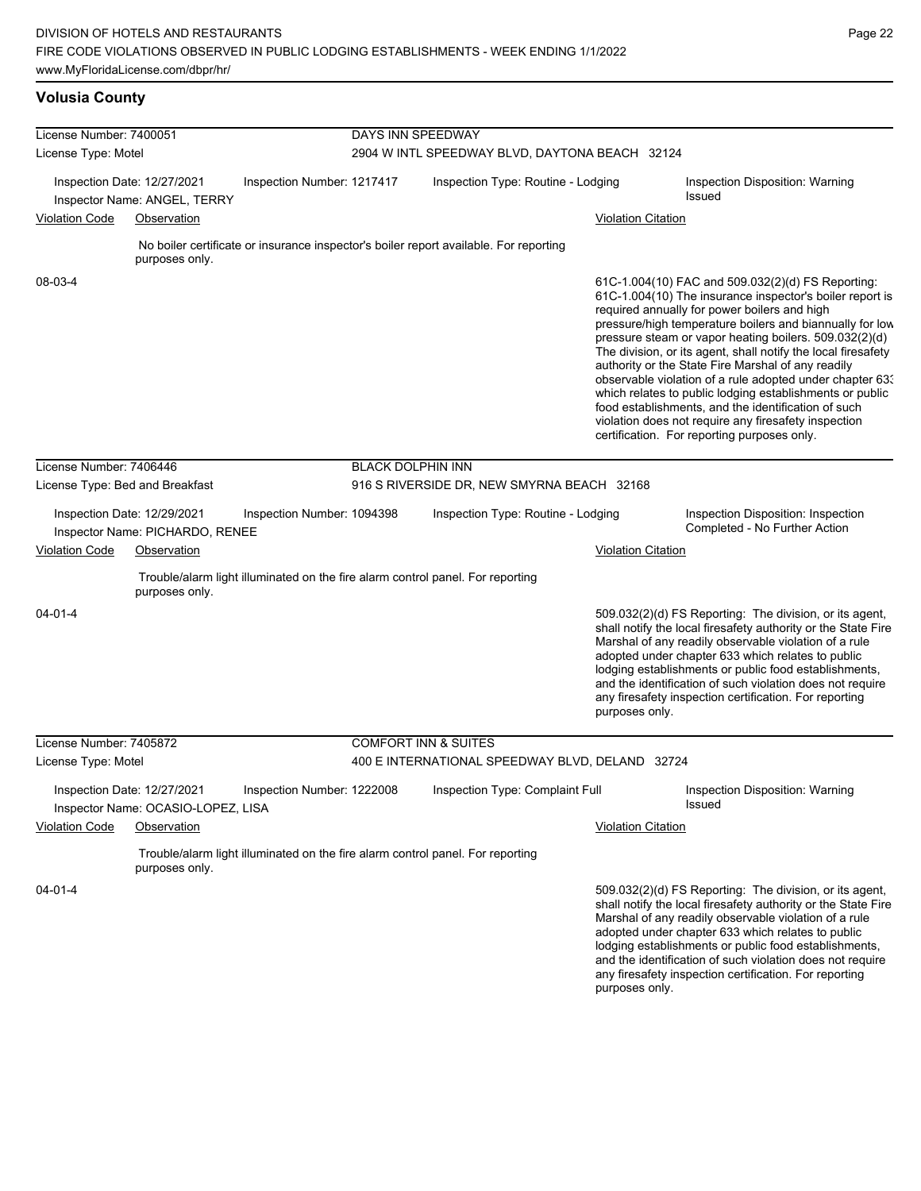## Volusia County

**License Number:** 7400051 — **DAYS INN SPEEDWAY**
**License Type:** Motel — 2904 W INTL SPEEDWAY BLVD, DAYTONA BEACH 32124

Inspection Date: 12/27/2021 | Inspection Number: 1217417 | Inspection Type: Routine - Lodging | Inspection Disposition: Warning Issued
Inspector Name: ANGEL, TERRY

| Violation Code | Observation | Violation Citation |
|---|---|---|
| 08-03-4 | No boiler certificate or insurance inspector's boiler report available. For reporting purposes only. | 61C-1.004(10) FAC and 509.032(2)(d) FS Reporting: 61C-1.004(10) The insurance inspector's boiler report is required annually for power boilers and high pressure/high temperature boilers and biannually for low pressure steam or vapor heating boilers. 509.032(2)(d) The division, or its agent, shall notify the local firesafety authority or the State Fire Marshal of any readily observable violation of a rule adopted under chapter 633 which relates to public lodging establishments or public food establishments, and the identification of such violation does not require any firesafety inspection certification. For reporting purposes only. |

**License Number:** 7406446 — **BLACK DOLPHIN INN**
**License Type:** Bed and Breakfast — 916 S RIVERSIDE DR, NEW SMYRNA BEACH 32168

Inspection Date: 12/29/2021 | Inspection Number: 1094398 | Inspection Type: Routine - Lodging | Inspection Disposition: Inspection Completed - No Further Action
Inspector Name: PICHARDO, RENEE

| Violation Code | Observation | Violation Citation |
|---|---|---|
| 04-01-4 | Trouble/alarm light illuminated on the fire alarm control panel. For reporting purposes only. | 509.032(2)(d) FS Reporting: The division, or its agent, shall notify the local firesafety authority or the State Fire Marshal of any readily observable violation of a rule adopted under chapter 633 which relates to public lodging establishments or public food establishments, and the identification of such violation does not require any firesafety inspection certification. For reporting purposes only. |

**License Number:** 7405872 — **COMFORT INN & SUITES**
**License Type:** Motel — 400 E INTERNATIONAL SPEEDWAY BLVD, DELAND 32724

Inspection Date: 12/27/2021 | Inspection Number: 1222008 | Inspection Type: Complaint Full | Inspection Disposition: Warning Issued
Inspector Name: OCASIO-LOPEZ, LISA

| Violation Code | Observation | Violation Citation |
|---|---|---|
| 04-01-4 | Trouble/alarm light illuminated on the fire alarm control panel. For reporting purposes only. | 509.032(2)(d) FS Reporting: The division, or its agent, shall notify the local firesafety authority or the State Fire Marshal of any readily observable violation of a rule adopted under chapter 633 which relates to public lodging establishments or public food establishments, and the identification of such violation does not require any firesafety inspection certification. For reporting purposes only. |